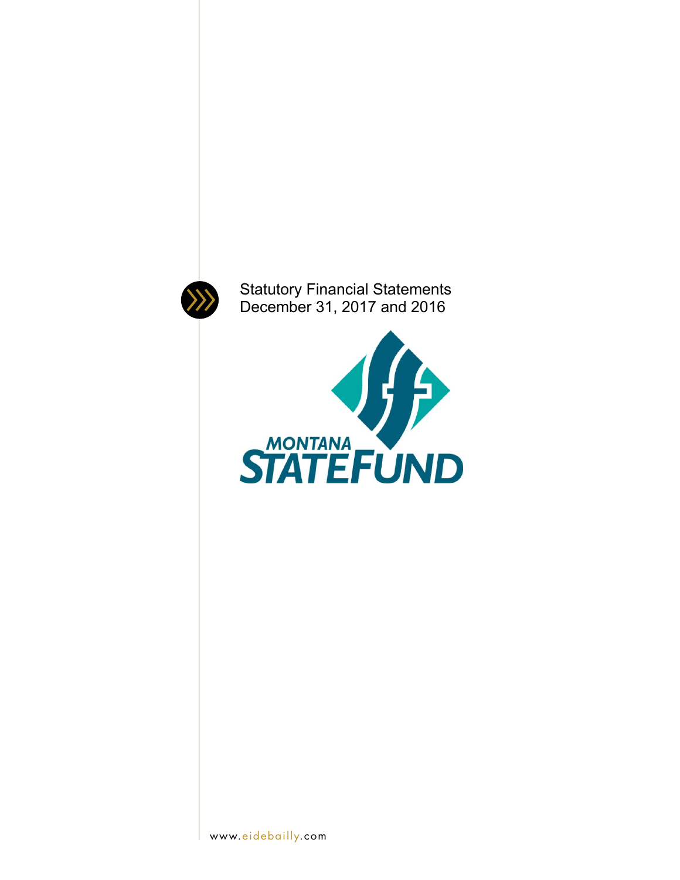Statutory Financial Statements
December 31, 2017 and 2016

MONTANA STATEFUND

www.eidebailly.com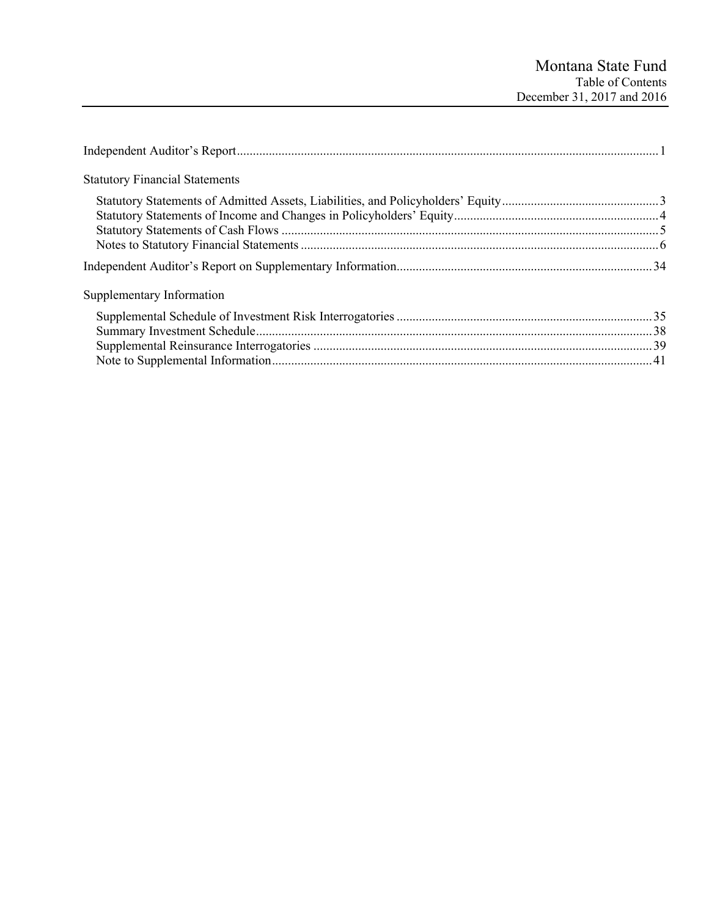# Montana State Fund

## Table of Contents

December 31, 2017 and 2016

| | |
|---|---|
| Independent Auditor's Report | 1 |
| **Statutory Financial Statements** | |
| Statutory Statements of Admitted Assets, Liabilities, and Policyholders' Equity | 3 |
| Statutory Statements of Income and Changes in Policyholders' Equity | 4 |
| Statutory Statements of Cash Flows | 5 |
| Notes to Statutory Financial Statements | 6 |
| Independent Auditor's Report on Supplementary Information | 34 |
| **Supplementary Information** | |
| Supplemental Schedule of Investment Risk Interrogatories | 35 |
| Summary Investment Schedule | 38 |
| Supplemental Reinsurance Interrogatories | 39 |
| Note to Supplemental Information | 41 |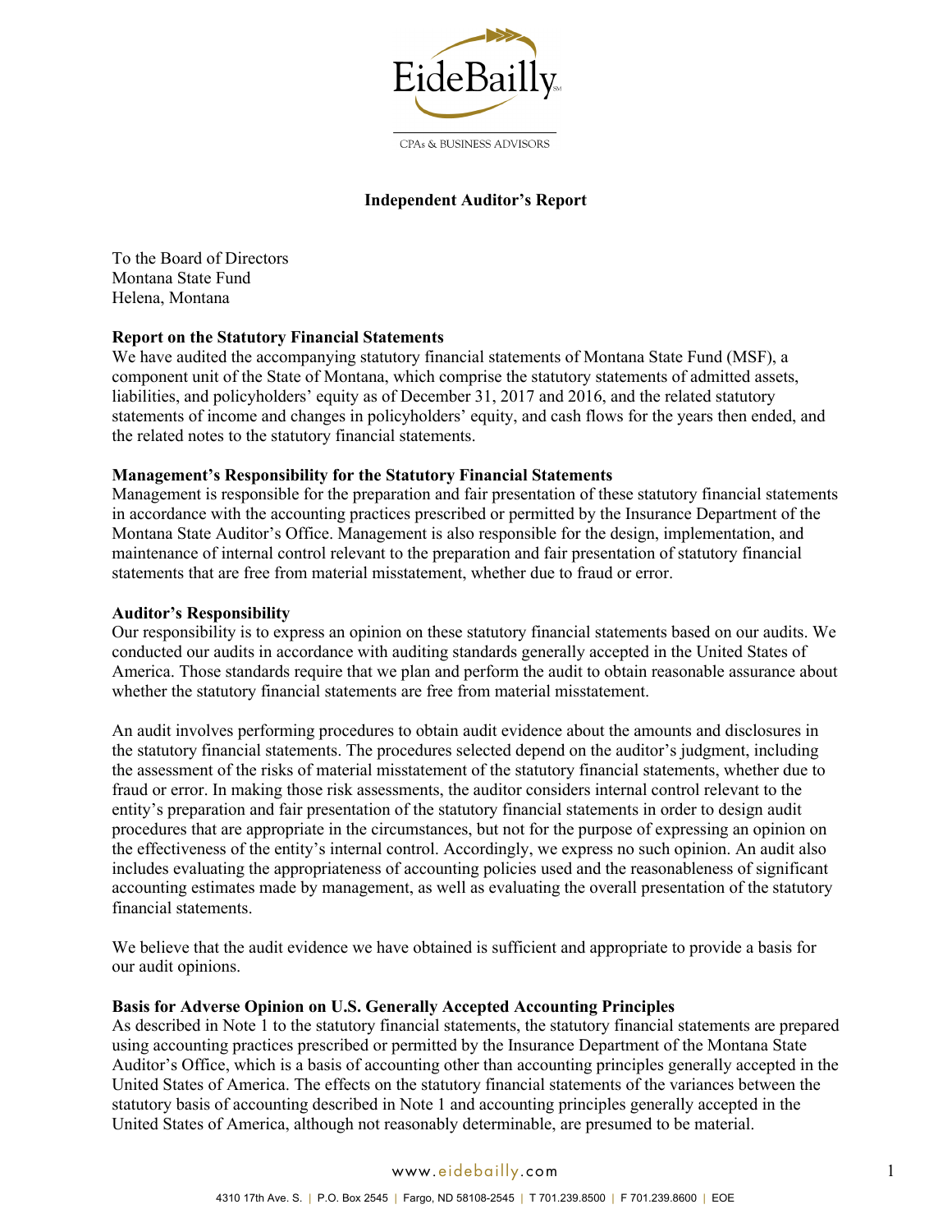EideBailly

CPAs & BUSINESS ADVISORS

# Independent Auditor's Report

To the Board of Directors
Montana State Fund
Helena, Montana

**Report on the Statutory Financial Statements**

We have audited the accompanying statutory financial statements of Montana State Fund (MSF), a component unit of the State of Montana, which comprise the statutory statements of admitted assets, liabilities, and policyholders' equity as of December 31, 2017 and 2016, and the related statutory statements of income and changes in policyholders' equity, and cash flows for the years then ended, and the related notes to the statutory financial statements.

**Management's Responsibility for the Statutory Financial Statements**

Management is responsible for the preparation and fair presentation of these statutory financial statements in accordance with the accounting practices prescribed or permitted by the Insurance Department of the Montana State Auditor's Office. Management is also responsible for the design, implementation, and maintenance of internal control relevant to the preparation and fair presentation of statutory financial statements that are free from material misstatement, whether due to fraud or error.

**Auditor's Responsibility**

Our responsibility is to express an opinion on these statutory financial statements based on our audits. We conducted our audits in accordance with auditing standards generally accepted in the United States of America. Those standards require that we plan and perform the audit to obtain reasonable assurance about whether the statutory financial statements are free from material misstatement.

An audit involves performing procedures to obtain audit evidence about the amounts and disclosures in the statutory financial statements. The procedures selected depend on the auditor's judgment, including the assessment of the risks of material misstatement of the statutory financial statements, whether due to fraud or error. In making those risk assessments, the auditor considers internal control relevant to the entity's preparation and fair presentation of the statutory financial statements in order to design audit procedures that are appropriate in the circumstances, but not for the purpose of expressing an opinion on the effectiveness of the entity's internal control. Accordingly, we express no such opinion. An audit also includes evaluating the appropriateness of accounting policies used and the reasonableness of significant accounting estimates made by management, as well as evaluating the overall presentation of the statutory financial statements.

We believe that the audit evidence we have obtained is sufficient and appropriate to provide a basis for our audit opinions.

**Basis for Adverse Opinion on U.S. Generally Accepted Accounting Principles**

As described in Note 1 to the statutory financial statements, the statutory financial statements are prepared using accounting practices prescribed or permitted by the Insurance Department of the Montana State Auditor's Office, which is a basis of accounting other than accounting principles generally accepted in the United States of America. The effects on the statutory financial statements of the variances between the statutory basis of accounting described in Note 1 and accounting principles generally accepted in the United States of America, although not reasonably determinable, are presumed to be material.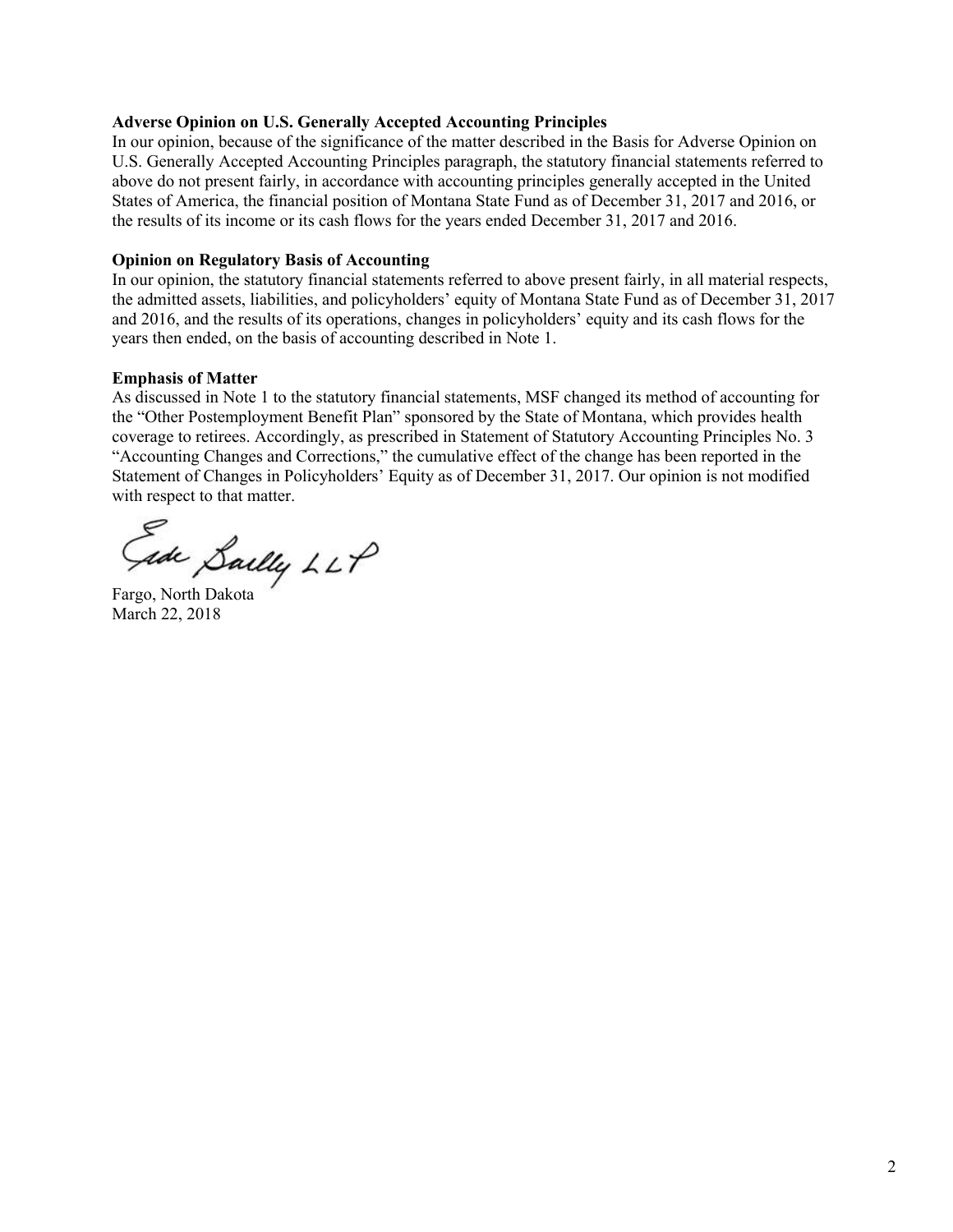**Adverse Opinion on U.S. Generally Accepted Accounting Principles**

In our opinion, because of the significance of the matter described in the Basis for Adverse Opinion on U.S. Generally Accepted Accounting Principles paragraph, the statutory financial statements referred to above do not present fairly, in accordance with accounting principles generally accepted in the United States of America, the financial position of Montana State Fund as of December 31, 2017 and 2016, or the results of its income or its cash flows for the years ended December 31, 2017 and 2016.

**Opinion on Regulatory Basis of Accounting**

In our opinion, the statutory financial statements referred to above present fairly, in all material respects, the admitted assets, liabilities, and policyholders' equity of Montana State Fund as of December 31, 2017 and 2016, and the results of its operations, changes in policyholders' equity and its cash flows for the years then ended, on the basis of accounting described in Note 1.

**Emphasis of Matter**

As discussed in Note 1 to the statutory financial statements, MSF changed its method of accounting for the "Other Postemployment Benefit Plan" sponsored by the State of Montana, which provides health coverage to retirees. Accordingly, as prescribed in Statement of Statutory Accounting Principles No. 3 "Accounting Changes and Corrections," the cumulative effect of the change has been reported in the Statement of Changes in Policyholders' Equity as of December 31, 2017. Our opinion is not modified with respect to that matter.

Eide Bailly LLP

Fargo, North Dakota
March 22, 2018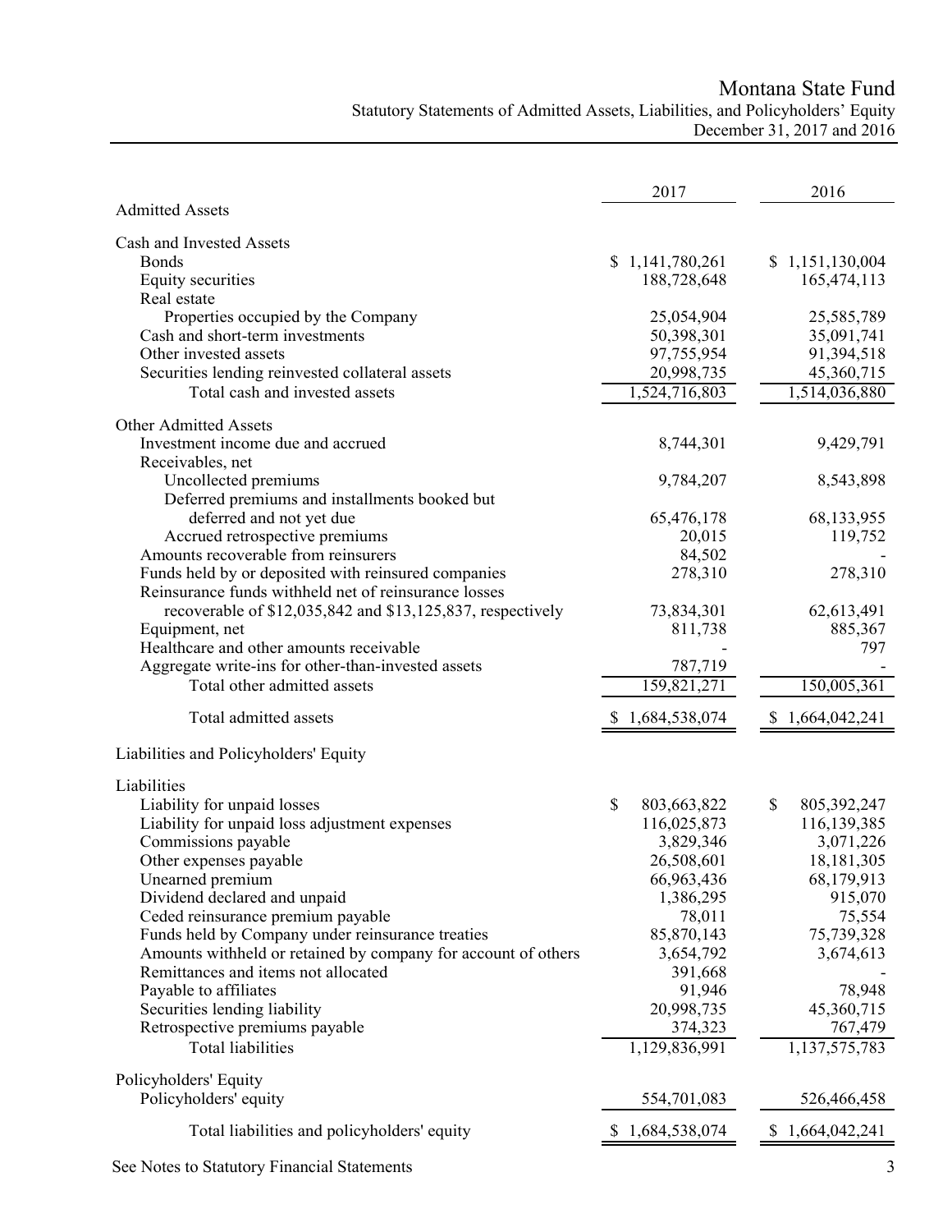# Montana State Fund

Statutory Statements of Admitted Assets, Liabilities, and Policyholders' Equity
December 31, 2017 and 2016

| | 2017 | 2016 |
|---|---|---|
| **Admitted Assets** | | |
| Cash and Invested Assets | | |
| Bonds | $ 1,141,780,261 | $ 1,151,130,004 |
| Equity securities | 188,728,648 | 165,474,113 |
| Real estate | | |
| Properties occupied by the Company | 25,054,904 | 25,585,789 |
| Cash and short-term investments | 50,398,301 | 35,091,741 |
| Other invested assets | 97,755,954 | 91,394,518 |
| Securities lending reinvested collateral assets | 20,998,735 | 45,360,715 |
| Total cash and invested assets | 1,524,716,803 | 1,514,036,880 |
| Other Admitted Assets | | |
| Investment income due and accrued | 8,744,301 | 9,429,791 |
| Receivables, net | | |
| Uncollected premiums | 9,784,207 | 8,543,898 |
| Deferred premiums and installments booked but deferred and not yet due | 65,476,178 | 68,133,955 |
| Accrued retrospective premiums | 20,015 | 119,752 |
| Amounts recoverable from reinsurers | 84,502 | - |
| Funds held by or deposited with reinsured companies | 278,310 | 278,310 |
| Reinsurance funds withheld net of reinsurance losses recoverable of $12,035,842 and $13,125,837, respectively | 73,834,301 | 62,613,491 |
| Equipment, net | 811,738 | 885,367 |
| Healthcare and other amounts receivable | - | 797 |
| Aggregate write-ins for other-than-invested assets | 787,719 | - |
| Total other admitted assets | 159,821,271 | 150,005,361 |
| Total admitted assets | $ 1,684,538,074 | $ 1,664,042,241 |
| **Liabilities and Policyholders' Equity** | | |
| Liabilities | | |
| Liability for unpaid losses | $ 803,663,822 | $ 805,392,247 |
| Liability for unpaid loss adjustment expenses | 116,025,873 | 116,139,385 |
| Commissions payable | 3,829,346 | 3,071,226 |
| Other expenses payable | 26,508,601 | 18,181,305 |
| Unearned premium | 66,963,436 | 68,179,913 |
| Dividend declared and unpaid | 1,386,295 | 915,070 |
| Ceded reinsurance premium payable | 78,011 | 75,554 |
| Funds held by Company under reinsurance treaties | 85,870,143 | 75,739,328 |
| Amounts withheld or retained by company for account of others | 3,654,792 | 3,674,613 |
| Remittances and items not allocated | 391,668 | - |
| Payable to affiliates | 91,946 | 78,948 |
| Securities lending liability | 20,998,735 | 45,360,715 |
| Retrospective premiums payable | 374,323 | 767,479 |
| Total liabilities | 1,129,836,991 | 1,137,575,783 |
| Policyholders' Equity | | |
| Policyholders' equity | 554,701,083 | 526,466,458 |
| Total liabilities and policyholders' equity | $ 1,684,538,074 | $ 1,664,042,241 |

See Notes to Statutory Financial Statements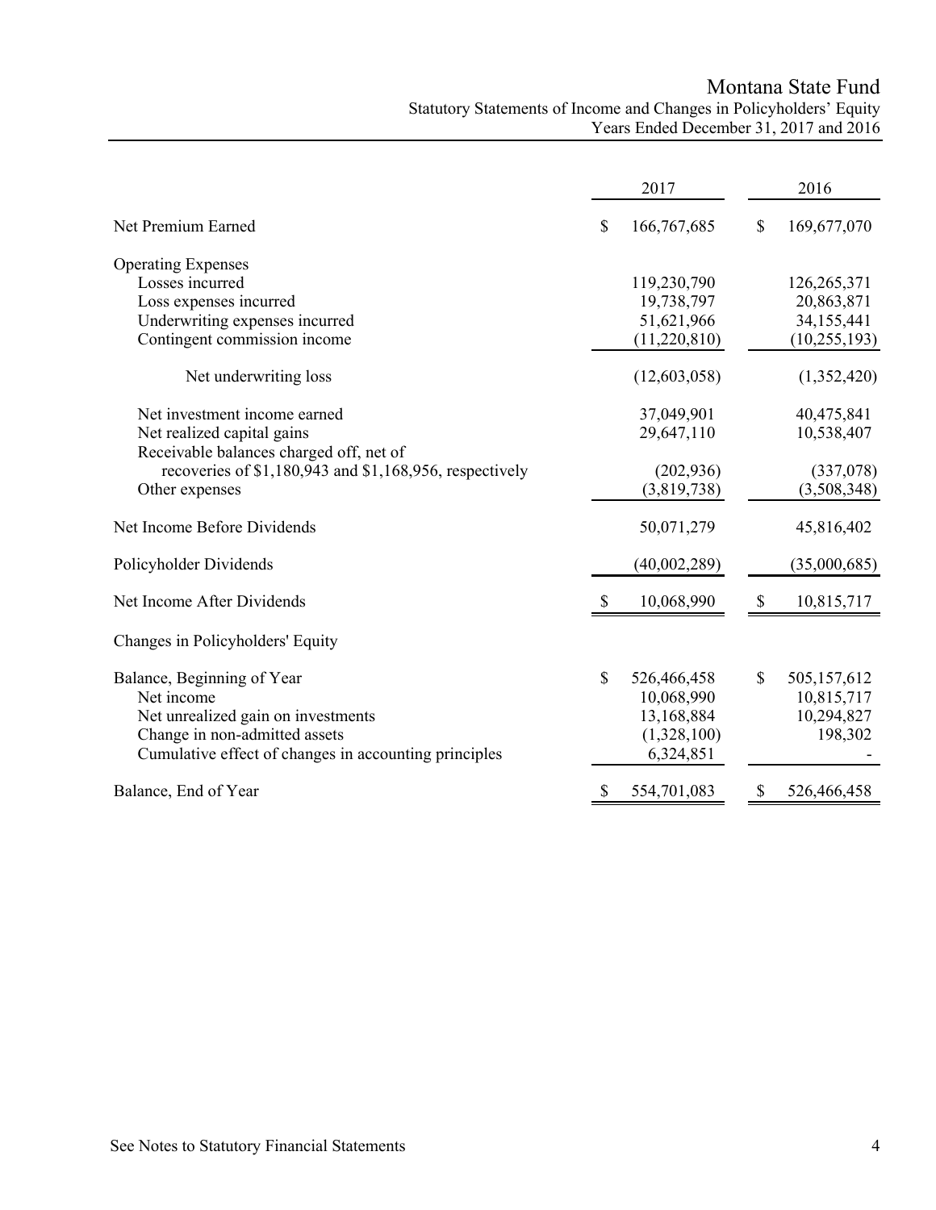# Montana State Fund

## Statutory Statements of Income and Changes in Policyholders' Equity

### Years Ended December 31, 2017 and 2016

| | 2017 | 2016 |
|---|---|---|
| Net Premium Earned | $ 166,767,685 | $ 169,677,070 |
| Operating Expenses | | |
| Losses incurred | 119,230,790 | 126,265,371 |
| Loss expenses incurred | 19,738,797 | 20,863,871 |
| Underwriting expenses incurred | 51,621,966 | 34,155,441 |
| Contingent commission income | (11,220,810) | (10,255,193) |
| Net underwriting loss | (12,603,058) | (1,352,420) |
| Net investment income earned | 37,049,901 | 40,475,841 |
| Net realized capital gains | 29,647,110 | 10,538,407 |
| Receivable balances charged off, net of recoveries of $1,180,943 and $1,168,956, respectively | (202,936) | (337,078) |
| Other expenses | (3,819,738) | (3,508,348) |
| Net Income Before Dividends | 50,071,279 | 45,816,402 |
| Policyholder Dividends | (40,002,289) | (35,000,685) |
| Net Income After Dividends | $ 10,068,990 | $ 10,815,717 |
| Changes in Policyholders' Equity | | |
| Balance, Beginning of Year | $ 526,466,458 | $ 505,157,612 |
| Net income | 10,068,990 | 10,815,717 |
| Net unrealized gain on investments | 13,168,884 | 10,294,827 |
| Change in non-admitted assets | (1,328,100) | 198,302 |
| Cumulative effect of changes in accounting principles | 6,324,851 | - |
| Balance, End of Year | $ 554,701,083 | $ 526,466,458 |

See Notes to Statutory Financial Statements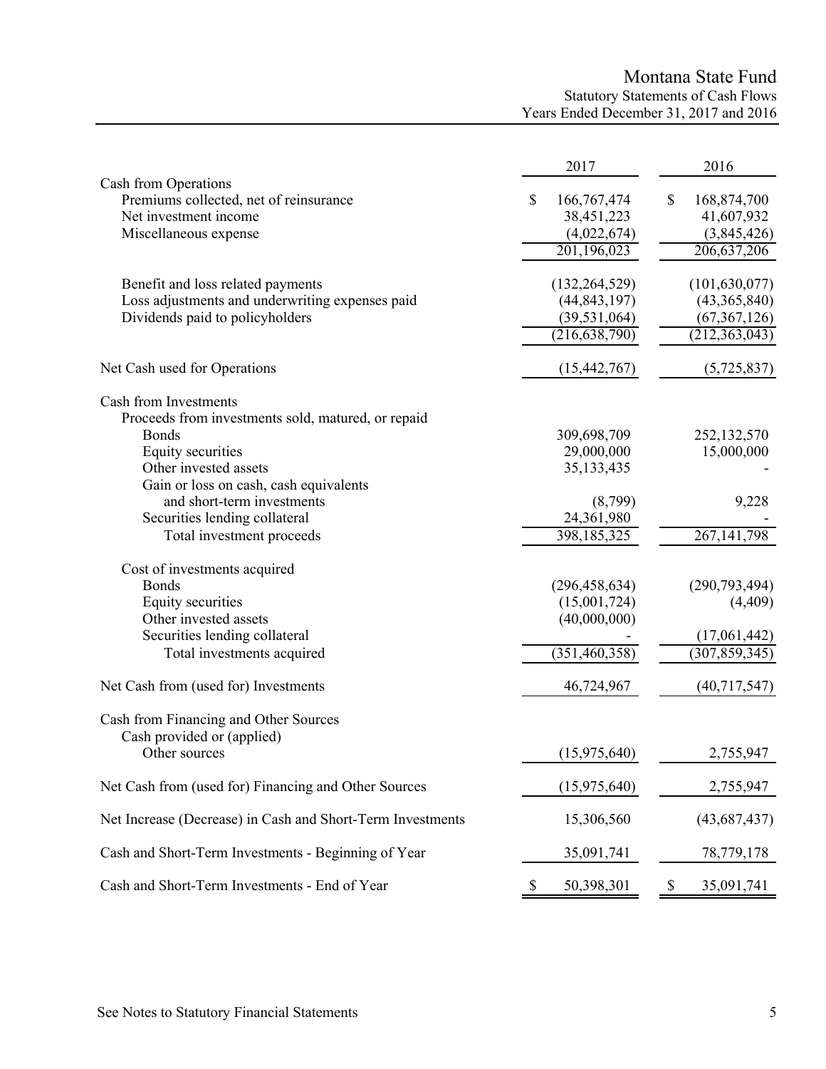# Montana State Fund

## Statutory Statements of Cash Flows

### Years Ended December 31, 2017 and 2016

| | 2017 | 2016 |
|---|---|---|
| **Cash from Operations** | | |
| Premiums collected, net of reinsurance | $ 166,767,474 | $ 168,874,700 |
| Net investment income | 38,451,223 | 41,607,932 |
| Miscellaneous expense | (4,022,674) | (3,845,426) |
| | 201,196,023 | 206,637,206 |
| Benefit and loss related payments | (132,264,529) | (101,630,077) |
| Loss adjustments and underwriting expenses paid | (44,843,197) | (43,365,840) |
| Dividends paid to policyholders | (39,531,064) | (67,367,126) |
| | (216,638,790) | (212,363,043) |
| Net Cash used for Operations | (15,442,767) | (5,725,837) |
| **Cash from Investments** | | |
| Proceeds from investments sold, matured, or repaid | | |
| Bonds | 309,698,709 | 252,132,570 |
| Equity securities | 29,000,000 | 15,000,000 |
| Other invested assets | 35,133,435 | - |
| Gain or loss on cash, cash equivalents and short-term investments | (8,799) | 9,228 |
| Securities lending collateral | 24,361,980 | - |
| Total investment proceeds | 398,185,325 | 267,141,798 |
| Cost of investments acquired | | |
| Bonds | (296,458,634) | (290,793,494) |
| Equity securities | (15,001,724) | (4,409) |
| Other invested assets | (40,000,000) | |
| Securities lending collateral | - | (17,061,442) |
| Total investments acquired | (351,460,358) | (307,859,345) |
| Net Cash from (used for) Investments | 46,724,967 | (40,717,547) |
| **Cash from Financing and Other Sources** | | |
| Cash provided or (applied) | | |
| Other sources | (15,975,640) | 2,755,947 |
| Net Cash from (used for) Financing and Other Sources | (15,975,640) | 2,755,947 |
| Net Increase (Decrease) in Cash and Short-Term Investments | 15,306,560 | (43,687,437) |
| Cash and Short-Term Investments - Beginning of Year | 35,091,741 | 78,779,178 |
| Cash and Short-Term Investments - End of Year | $ 50,398,301 | $ 35,091,741 |

See Notes to Statutory Financial Statements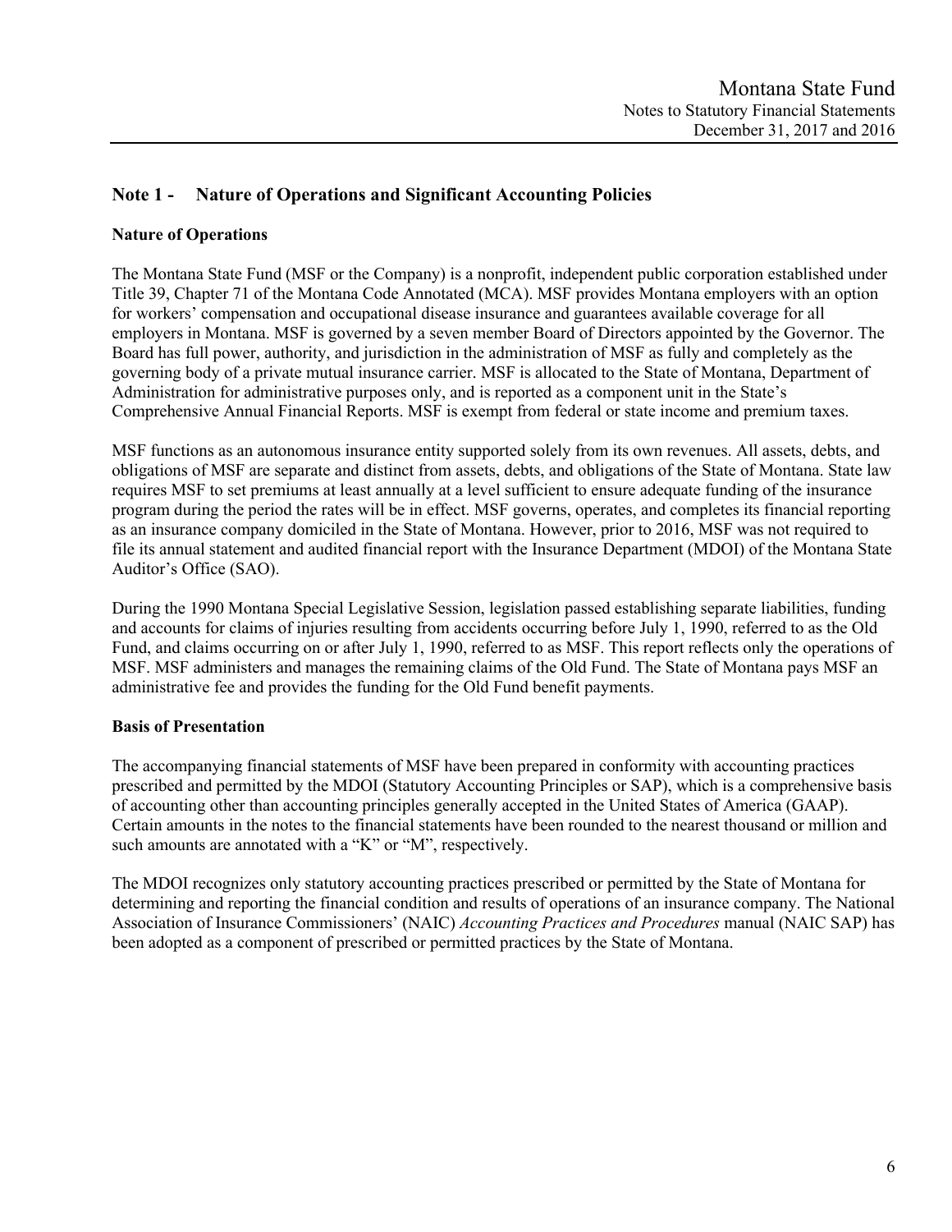## Note 1 - Nature of Operations and Significant Accounting Policies

### Nature of Operations

The Montana State Fund (MSF or the Company) is a nonprofit, independent public corporation established under Title 39, Chapter 71 of the Montana Code Annotated (MCA). MSF provides Montana employers with an option for workers' compensation and occupational disease insurance and guarantees available coverage for all employers in Montana. MSF is governed by a seven member Board of Directors appointed by the Governor. The Board has full power, authority, and jurisdiction in the administration of MSF as fully and completely as the governing body of a private mutual insurance carrier. MSF is allocated to the State of Montana, Department of Administration for administrative purposes only, and is reported as a component unit in the State's Comprehensive Annual Financial Reports. MSF is exempt from federal or state income and premium taxes.

MSF functions as an autonomous insurance entity supported solely from its own revenues. All assets, debts, and obligations of MSF are separate and distinct from assets, debts, and obligations of the State of Montana. State law requires MSF to set premiums at least annually at a level sufficient to ensure adequate funding of the insurance program during the period the rates will be in effect. MSF governs, operates, and completes its financial reporting as an insurance company domiciled in the State of Montana. However, prior to 2016, MSF was not required to file its annual statement and audited financial report with the Insurance Department (MDOI) of the Montana State Auditor's Office (SAO).

During the 1990 Montana Special Legislative Session, legislation passed establishing separate liabilities, funding and accounts for claims of injuries resulting from accidents occurring before July 1, 1990, referred to as the Old Fund, and claims occurring on or after July 1, 1990, referred to as MSF. This report reflects only the operations of MSF. MSF administers and manages the remaining claims of the Old Fund. The State of Montana pays MSF an administrative fee and provides the funding for the Old Fund benefit payments.

### Basis of Presentation

The accompanying financial statements of MSF have been prepared in conformity with accounting practices prescribed and permitted by the MDOI (Statutory Accounting Principles or SAP), which is a comprehensive basis of accounting other than accounting principles generally accepted in the United States of America (GAAP). Certain amounts in the notes to the financial statements have been rounded to the nearest thousand or million and such amounts are annotated with a "K" or "M", respectively.

The MDOI recognizes only statutory accounting practices prescribed or permitted by the State of Montana for determining and reporting the financial condition and results of operations of an insurance company. The National Association of Insurance Commissioners' (NAIC) *Accounting Practices and Procedures* manual (NAIC SAP) has been adopted as a component of prescribed or permitted practices by the State of Montana.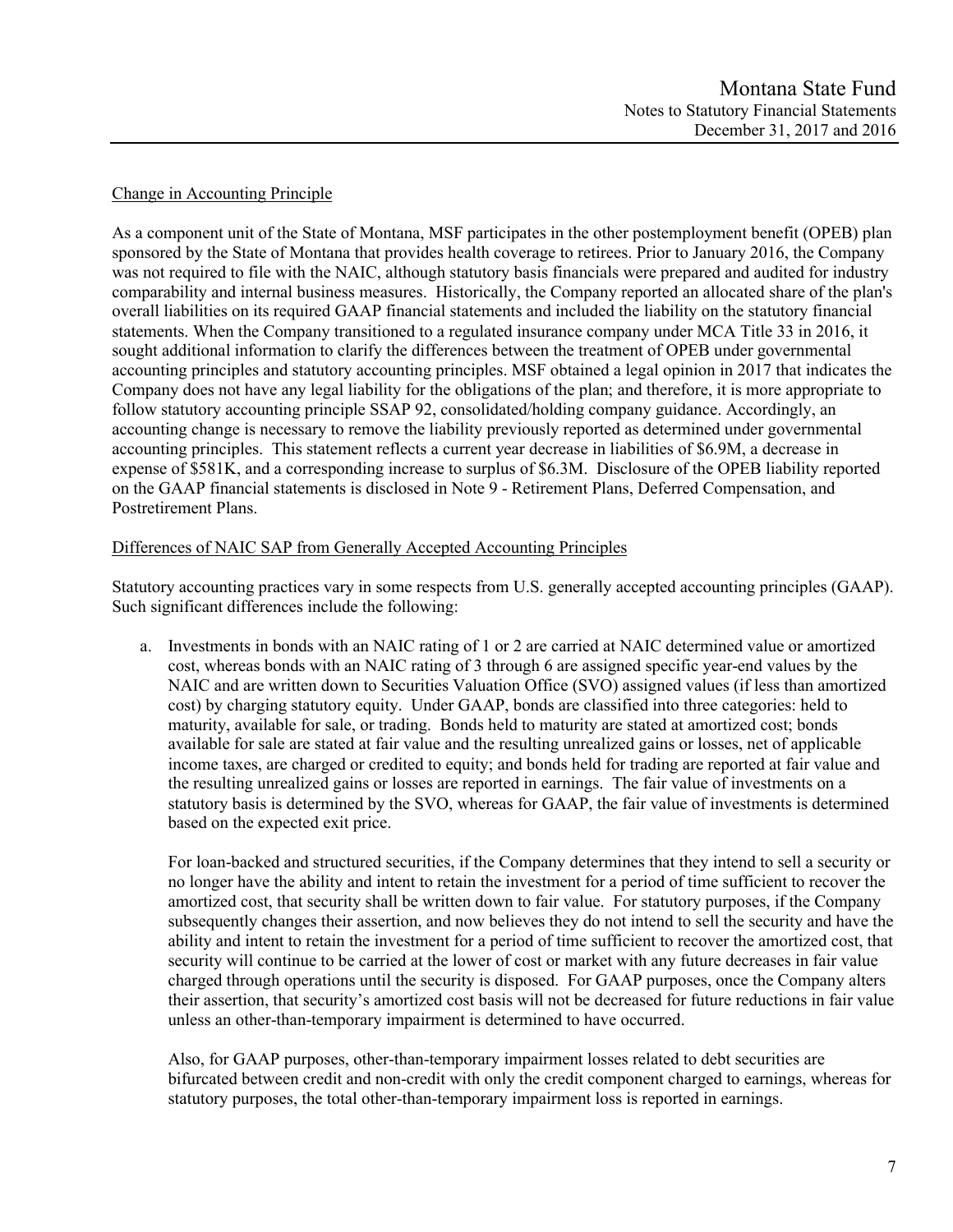Change in Accounting Principle

As a component unit of the State of Montana, MSF participates in the other postemployment benefit (OPEB) plan sponsored by the State of Montana that provides health coverage to retirees. Prior to January 2016, the Company was not required to file with the NAIC, although statutory basis financials were prepared and audited for industry comparability and internal business measures. Historically, the Company reported an allocated share of the plan's overall liabilities on its required GAAP financial statements and included the liability on the statutory financial statements. When the Company transitioned to a regulated insurance company under MCA Title 33 in 2016, it sought additional information to clarify the differences between the treatment of OPEB under governmental accounting principles and statutory accounting principles. MSF obtained a legal opinion in 2017 that indicates the Company does not have any legal liability for the obligations of the plan; and therefore, it is more appropriate to follow statutory accounting principle SSAP 92, consolidated/holding company guidance. Accordingly, an accounting change is necessary to remove the liability previously reported as determined under governmental accounting principles. This statement reflects a current year decrease in liabilities of $6.9M, a decrease in expense of $581K, and a corresponding increase to surplus of $6.3M. Disclosure of the OPEB liability reported on the GAAP financial statements is disclosed in Note 9 - Retirement Plans, Deferred Compensation, and Postretirement Plans.

Differences of NAIC SAP from Generally Accepted Accounting Principles

Statutory accounting practices vary in some respects from U.S. generally accepted accounting principles (GAAP). Such significant differences include the following:

a. Investments in bonds with an NAIC rating of 1 or 2 are carried at NAIC determined value or amortized cost, whereas bonds with an NAIC rating of 3 through 6 are assigned specific year-end values by the NAIC and are written down to Securities Valuation Office (SVO) assigned values (if less than amortized cost) by charging statutory equity. Under GAAP, bonds are classified into three categories: held to maturity, available for sale, or trading. Bonds held to maturity are stated at amortized cost; bonds available for sale are stated at fair value and the resulting unrealized gains or losses, net of applicable income taxes, are charged or credited to equity; and bonds held for trading are reported at fair value and the resulting unrealized gains or losses are reported in earnings. The fair value of investments on a statutory basis is determined by the SVO, whereas for GAAP, the fair value of investments is determined based on the expected exit price.

   For loan-backed and structured securities, if the Company determines that they intend to sell a security or no longer have the ability and intent to retain the investment for a period of time sufficient to recover the amortized cost, that security shall be written down to fair value. For statutory purposes, if the Company subsequently changes their assertion, and now believes they do not intend to sell the security and have the ability and intent to retain the investment for a period of time sufficient to recover the amortized cost, that security will continue to be carried at the lower of cost or market with any future decreases in fair value charged through operations until the security is disposed. For GAAP purposes, once the Company alters their assertion, that security's amortized cost basis will not be decreased for future reductions in fair value unless an other-than-temporary impairment is determined to have occurred.

   Also, for GAAP purposes, other-than-temporary impairment losses related to debt securities are bifurcated between credit and non-credit with only the credit component charged to earnings, whereas for statutory purposes, the total other-than-temporary impairment loss is reported in earnings.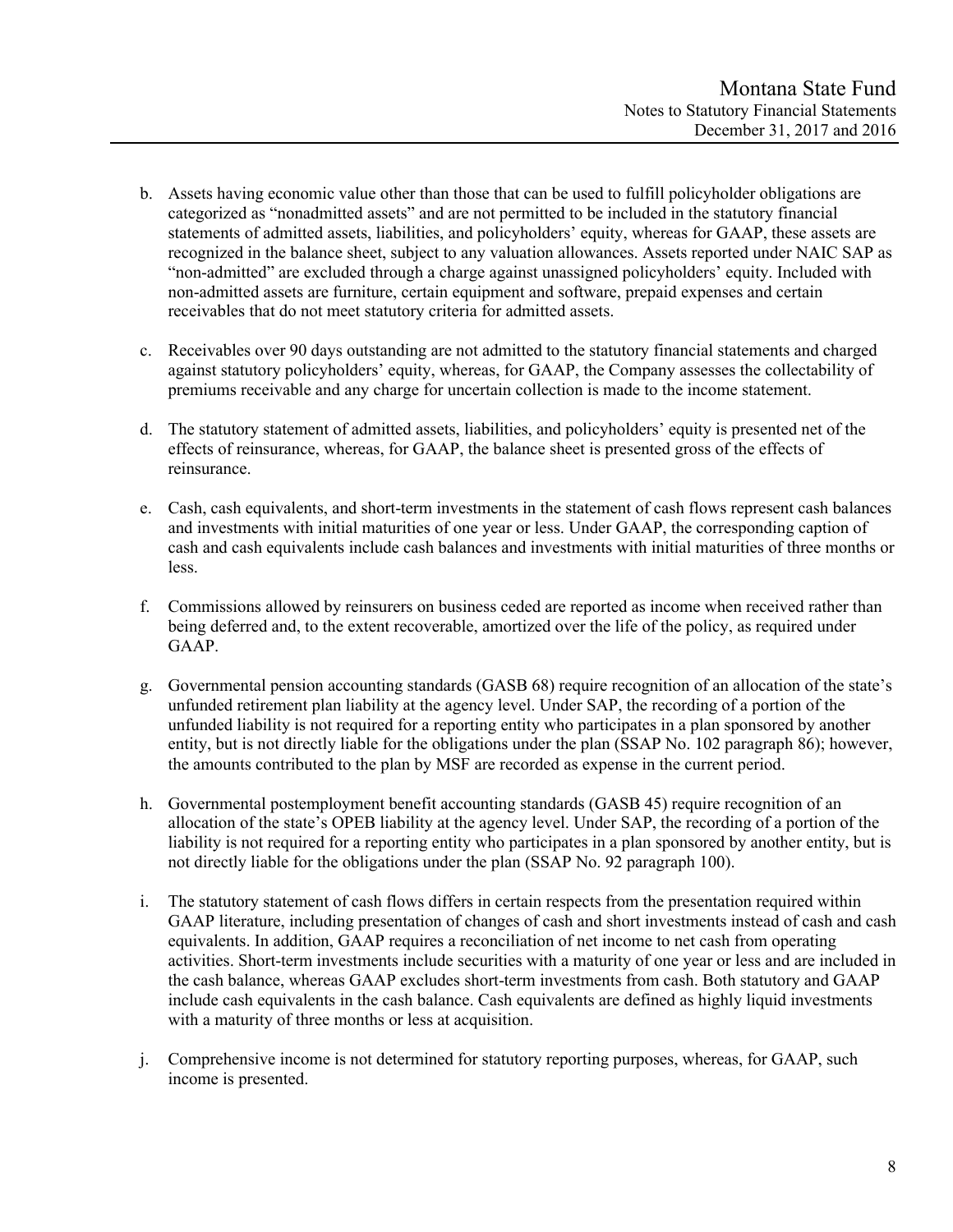b. Assets having economic value other than those that can be used to fulfill policyholder obligations are categorized as "nonadmitted assets" and are not permitted to be included in the statutory financial statements of admitted assets, liabilities, and policyholders' equity, whereas for GAAP, these assets are recognized in the balance sheet, subject to any valuation allowances. Assets reported under NAIC SAP as "non-admitted" are excluded through a charge against unassigned policyholders' equity. Included with non-admitted assets are furniture, certain equipment and software, prepaid expenses and certain receivables that do not meet statutory criteria for admitted assets.

c. Receivables over 90 days outstanding are not admitted to the statutory financial statements and charged against statutory policyholders' equity, whereas, for GAAP, the Company assesses the collectability of premiums receivable and any charge for uncertain collection is made to the income statement.

d. The statutory statement of admitted assets, liabilities, and policyholders' equity is presented net of the effects of reinsurance, whereas, for GAAP, the balance sheet is presented gross of the effects of reinsurance.

e. Cash, cash equivalents, and short-term investments in the statement of cash flows represent cash balances and investments with initial maturities of one year or less. Under GAAP, the corresponding caption of cash and cash equivalents include cash balances and investments with initial maturities of three months or less.

f. Commissions allowed by reinsurers on business ceded are reported as income when received rather than being deferred and, to the extent recoverable, amortized over the life of the policy, as required under GAAP.

g. Governmental pension accounting standards (GASB 68) require recognition of an allocation of the state's unfunded retirement plan liability at the agency level. Under SAP, the recording of a portion of the unfunded liability is not required for a reporting entity who participates in a plan sponsored by another entity, but is not directly liable for the obligations under the plan (SSAP No. 102 paragraph 86); however, the amounts contributed to the plan by MSF are recorded as expense in the current period.

h. Governmental postemployment benefit accounting standards (GASB 45) require recognition of an allocation of the state's OPEB liability at the agency level. Under SAP, the recording of a portion of the liability is not required for a reporting entity who participates in a plan sponsored by another entity, but is not directly liable for the obligations under the plan (SSAP No. 92 paragraph 100).

i. The statutory statement of cash flows differs in certain respects from the presentation required within GAAP literature, including presentation of changes of cash and short investments instead of cash and cash equivalents. In addition, GAAP requires a reconciliation of net income to net cash from operating activities. Short-term investments include securities with a maturity of one year or less and are included in the cash balance, whereas GAAP excludes short-term investments from cash. Both statutory and GAAP include cash equivalents in the cash balance. Cash equivalents are defined as highly liquid investments with a maturity of three months or less at acquisition.

j. Comprehensive income is not determined for statutory reporting purposes, whereas, for GAAP, such income is presented.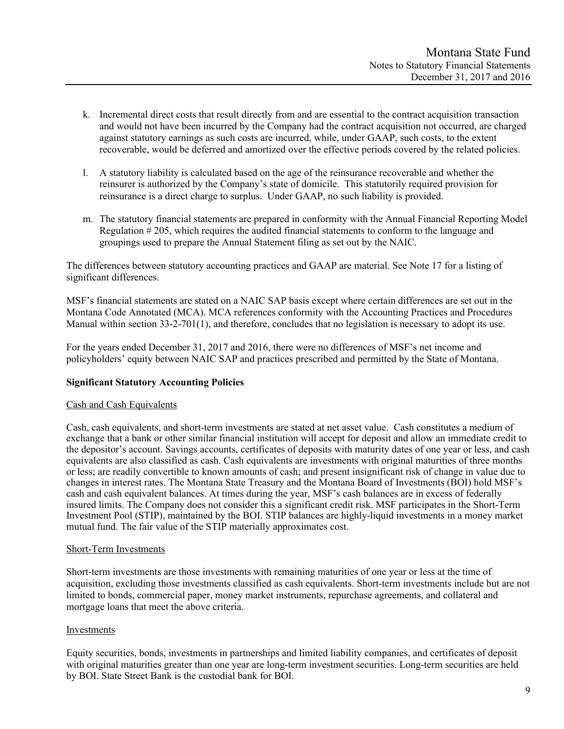k. Incremental direct costs that result directly from and are essential to the contract acquisition transaction and would not have been incurred by the Company had the contract acquisition not occurred, are charged against statutory earnings as such costs are incurred, while, under GAAP, such costs, to the extent recoverable, would be deferred and amortized over the effective periods covered by the related policies.

l. A statutory liability is calculated based on the age of the reinsurance recoverable and whether the reinsurer is authorized by the Company's state of domicile. This statutorily required provision for reinsurance is a direct charge to surplus. Under GAAP, no such liability is provided.

m. The statutory financial statements are prepared in conformity with the Annual Financial Reporting Model Regulation # 205, which requires the audited financial statements to conform to the language and groupings used to prepare the Annual Statement filing as set out by the NAIC.

The differences between statutory accounting practices and GAAP are material. See Note 17 for a listing of significant differences.

MSF's financial statements are stated on a NAIC SAP basis except where certain differences are set out in the Montana Code Annotated (MCA). MCA references conformity with the Accounting Practices and Procedures Manual within section 33-2-701(1), and therefore, concludes that no legislation is necessary to adopt its use.

For the years ended December 31, 2017 and 2016, there were no differences of MSF's net income and policyholders' equity between NAIC SAP and practices prescribed and permitted by the State of Montana.

**Significant Statutory Accounting Policies**

Cash and Cash Equivalents

Cash, cash equivalents, and short-term investments are stated at net asset value. Cash constitutes a medium of exchange that a bank or other similar financial institution will accept for deposit and allow an immediate credit to the depositor's account. Savings accounts, certificates of deposits with maturity dates of one year or less, and cash equivalents are also classified as cash. Cash equivalents are investments with original maturities of three months or less; are readily convertible to known amounts of cash; and present insignificant risk of change in value due to changes in interest rates. The Montana State Treasury and the Montana Board of Investments (BOI) hold MSF's cash and cash equivalent balances. At times during the year, MSF's cash balances are in excess of federally insured limits. The Company does not consider this a significant credit risk. MSF participates in the Short-Term Investment Pool (STIP), maintained by the BOI. STIP balances are highly-liquid investments in a money market mutual fund. The fair value of the STIP materially approximates cost.

Short-Term Investments

Short-term investments are those investments with remaining maturities of one year or less at the time of acquisition, excluding those investments classified as cash equivalents. Short-term investments include but are not limited to bonds, commercial paper, money market instruments, repurchase agreements, and collateral and mortgage loans that meet the above criteria.

Investments

Equity securities, bonds, investments in partnerships and limited liability companies, and certificates of deposit with original maturities greater than one year are long-term investment securities. Long-term securities are held by BOI. State Street Bank is the custodial bank for BOI.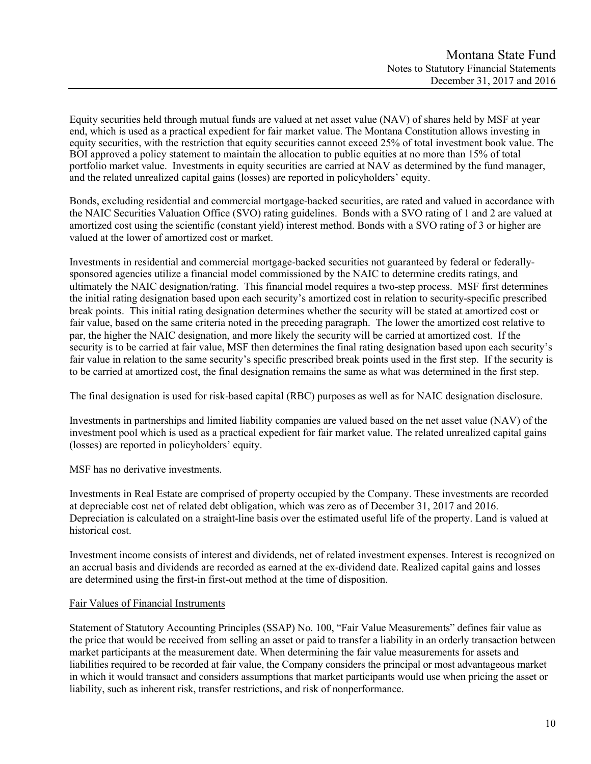Equity securities held through mutual funds are valued at net asset value (NAV) of shares held by MSF at year end, which is used as a practical expedient for fair market value. The Montana Constitution allows investing in equity securities, with the restriction that equity securities cannot exceed 25% of total investment book value. The BOI approved a policy statement to maintain the allocation to public equities at no more than 15% of total portfolio market value. Investments in equity securities are carried at NAV as determined by the fund manager, and the related unrealized capital gains (losses) are reported in policyholders' equity.

Bonds, excluding residential and commercial mortgage-backed securities, are rated and valued in accordance with the NAIC Securities Valuation Office (SVO) rating guidelines. Bonds with a SVO rating of 1 and 2 are valued at amortized cost using the scientific (constant yield) interest method. Bonds with a SVO rating of 3 or higher are valued at the lower of amortized cost or market.

Investments in residential and commercial mortgage-backed securities not guaranteed by federal or federally-sponsored agencies utilize a financial model commissioned by the NAIC to determine credits ratings, and ultimately the NAIC designation/rating. This financial model requires a two-step process. MSF first determines the initial rating designation based upon each security's amortized cost in relation to security-specific prescribed break points. This initial rating designation determines whether the security will be stated at amortized cost or fair value, based on the same criteria noted in the preceding paragraph. The lower the amortized cost relative to par, the higher the NAIC designation, and more likely the security will be carried at amortized cost. If the security is to be carried at fair value, MSF then determines the final rating designation based upon each security's fair value in relation to the same security's specific prescribed break points used in the first step. If the security is to be carried at amortized cost, the final designation remains the same as what was determined in the first step.

The final designation is used for risk-based capital (RBC) purposes as well as for NAIC designation disclosure.

Investments in partnerships and limited liability companies are valued based on the net asset value (NAV) of the investment pool which is used as a practical expedient for fair market value. The related unrealized capital gains (losses) are reported in policyholders' equity.

MSF has no derivative investments.

Investments in Real Estate are comprised of property occupied by the Company. These investments are recorded at depreciable cost net of related debt obligation, which was zero as of December 31, 2017 and 2016. Depreciation is calculated on a straight-line basis over the estimated useful life of the property. Land is valued at historical cost.

Investment income consists of interest and dividends, net of related investment expenses. Interest is recognized on an accrual basis and dividends are recorded as earned at the ex-dividend date. Realized capital gains and losses are determined using the first-in first-out method at the time of disposition.

## Fair Values of Financial Instruments

Statement of Statutory Accounting Principles (SSAP) No. 100, "Fair Value Measurements" defines fair value as the price that would be received from selling an asset or paid to transfer a liability in an orderly transaction between market participants at the measurement date. When determining the fair value measurements for assets and liabilities required to be recorded at fair value, the Company considers the principal or most advantageous market in which it would transact and considers assumptions that market participants would use when pricing the asset or liability, such as inherent risk, transfer restrictions, and risk of nonperformance.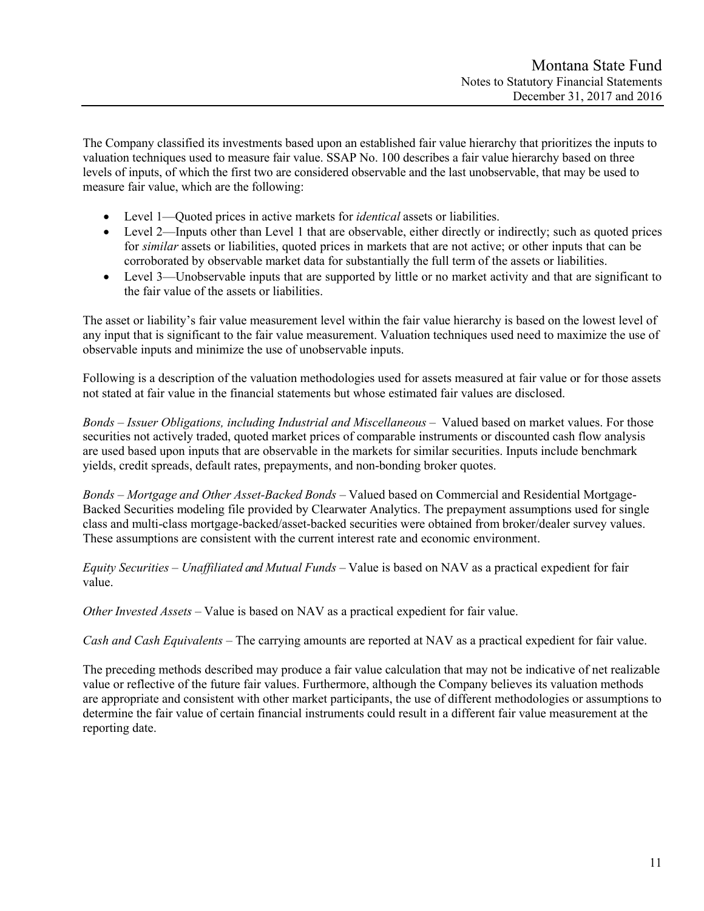The Company classified its investments based upon an established fair value hierarchy that prioritizes the inputs to valuation techniques used to measure fair value. SSAP No. 100 describes a fair value hierarchy based on three levels of inputs, of which the first two are considered observable and the last unobservable, that may be used to measure fair value, which are the following:

- Level 1—Quoted prices in active markets for *identical* assets or liabilities.
- Level 2—Inputs other than Level 1 that are observable, either directly or indirectly; such as quoted prices for *similar* assets or liabilities, quoted prices in markets that are not active; or other inputs that can be corroborated by observable market data for substantially the full term of the assets or liabilities.
- Level 3—Unobservable inputs that are supported by little or no market activity and that are significant to the fair value of the assets or liabilities.

The asset or liability's fair value measurement level within the fair value hierarchy is based on the lowest level of any input that is significant to the fair value measurement. Valuation techniques used need to maximize the use of observable inputs and minimize the use of unobservable inputs.

Following is a description of the valuation methodologies used for assets measured at fair value or for those assets not stated at fair value in the financial statements but whose estimated fair values are disclosed.

*Bonds – Issuer Obligations, including Industrial and Miscellaneous* – Valued based on market values. For those securities not actively traded, quoted market prices of comparable instruments or discounted cash flow analysis are used based upon inputs that are observable in the markets for similar securities. Inputs include benchmark yields, credit spreads, default rates, prepayments, and non-bonding broker quotes.

*Bonds – Mortgage and Other Asset-Backed Bonds* – Valued based on Commercial and Residential Mortgage-Backed Securities modeling file provided by Clearwater Analytics. The prepayment assumptions used for single class and multi-class mortgage-backed/asset-backed securities were obtained from broker/dealer survey values. These assumptions are consistent with the current interest rate and economic environment.

*Equity Securities – Unaffiliated and Mutual Funds* – Value is based on NAV as a practical expedient for fair value.

*Other Invested Assets* – Value is based on NAV as a practical expedient for fair value.

*Cash and Cash Equivalents* – The carrying amounts are reported at NAV as a practical expedient for fair value.

The preceding methods described may produce a fair value calculation that may not be indicative of net realizable value or reflective of the future fair values. Furthermore, although the Company believes its valuation methods are appropriate and consistent with other market participants, the use of different methodologies or assumptions to determine the fair value of certain financial instruments could result in a different fair value measurement at the reporting date.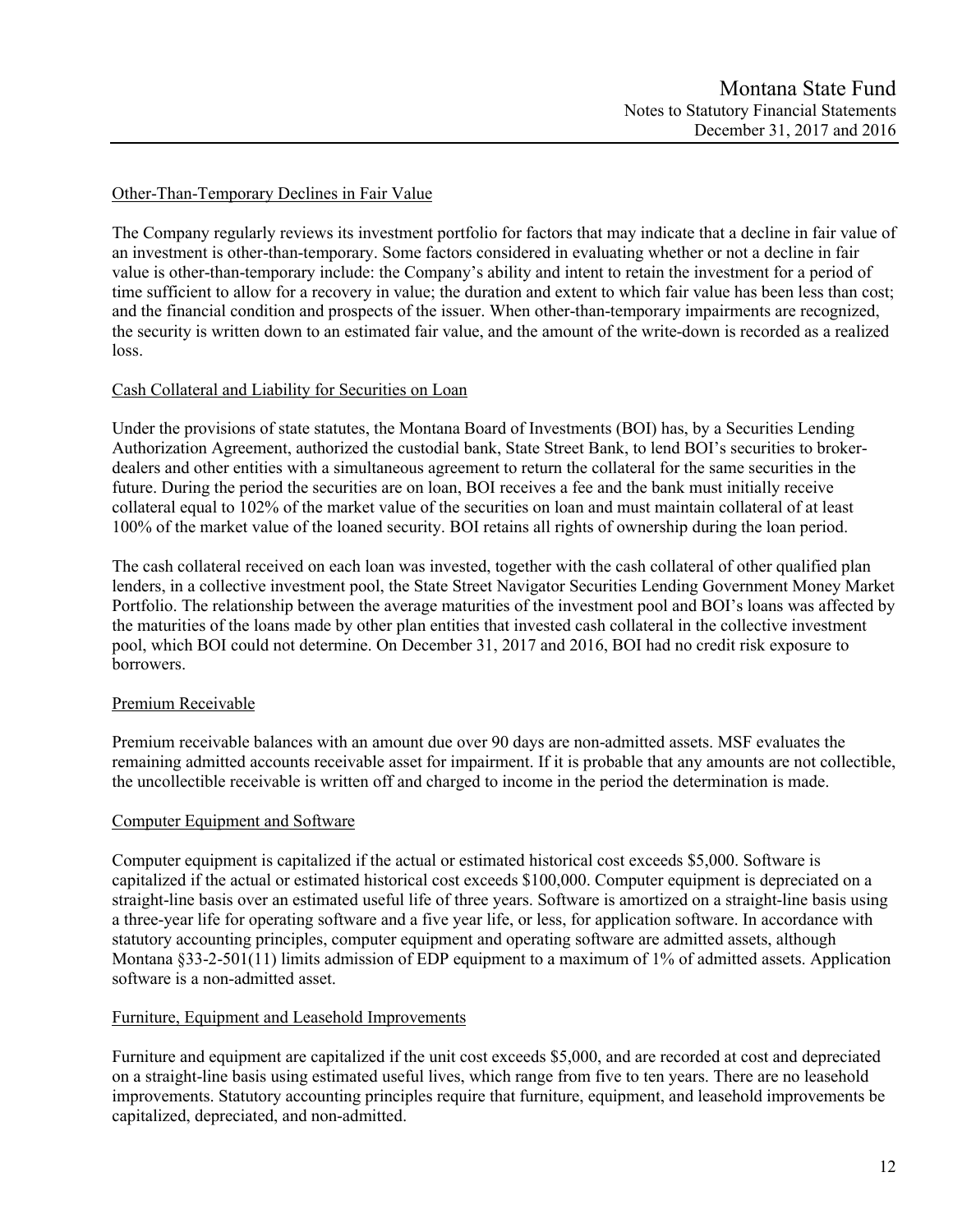### Other-Than-Temporary Declines in Fair Value

The Company regularly reviews its investment portfolio for factors that may indicate that a decline in fair value of an investment is other-than-temporary. Some factors considered in evaluating whether or not a decline in fair value is other-than-temporary include: the Company's ability and intent to retain the investment for a period of time sufficient to allow for a recovery in value; the duration and extent to which fair value has been less than cost; and the financial condition and prospects of the issuer. When other-than-temporary impairments are recognized, the security is written down to an estimated fair value, and the amount of the write-down is recorded as a realized loss.

### Cash Collateral and Liability for Securities on Loan

Under the provisions of state statutes, the Montana Board of Investments (BOI) has, by a Securities Lending Authorization Agreement, authorized the custodial bank, State Street Bank, to lend BOI's securities to broker-dealers and other entities with a simultaneous agreement to return the collateral for the same securities in the future. During the period the securities are on loan, BOI receives a fee and the bank must initially receive collateral equal to 102% of the market value of the securities on loan and must maintain collateral of at least 100% of the market value of the loaned security. BOI retains all rights of ownership during the loan period.

The cash collateral received on each loan was invested, together with the cash collateral of other qualified plan lenders, in a collective investment pool, the State Street Navigator Securities Lending Government Money Market Portfolio. The relationship between the average maturities of the investment pool and BOI's loans was affected by the maturities of the loans made by other plan entities that invested cash collateral in the collective investment pool, which BOI could not determine. On December 31, 2017 and 2016, BOI had no credit risk exposure to borrowers.

### Premium Receivable

Premium receivable balances with an amount due over 90 days are non-admitted assets. MSF evaluates the remaining admitted accounts receivable asset for impairment. If it is probable that any amounts are not collectible, the uncollectible receivable is written off and charged to income in the period the determination is made.

### Computer Equipment and Software

Computer equipment is capitalized if the actual or estimated historical cost exceeds $5,000. Software is capitalized if the actual or estimated historical cost exceeds $100,000. Computer equipment is depreciated on a straight-line basis over an estimated useful life of three years. Software is amortized on a straight-line basis using a three-year life for operating software and a five year life, or less, for application software. In accordance with statutory accounting principles, computer equipment and operating software are admitted assets, although Montana §33-2-501(11) limits admission of EDP equipment to a maximum of 1% of admitted assets. Application software is a non-admitted asset.

### Furniture, Equipment and Leasehold Improvements

Furniture and equipment are capitalized if the unit cost exceeds $5,000, and are recorded at cost and depreciated on a straight-line basis using estimated useful lives, which range from five to ten years. There are no leasehold improvements. Statutory accounting principles require that furniture, equipment, and leasehold improvements be capitalized, depreciated, and non-admitted.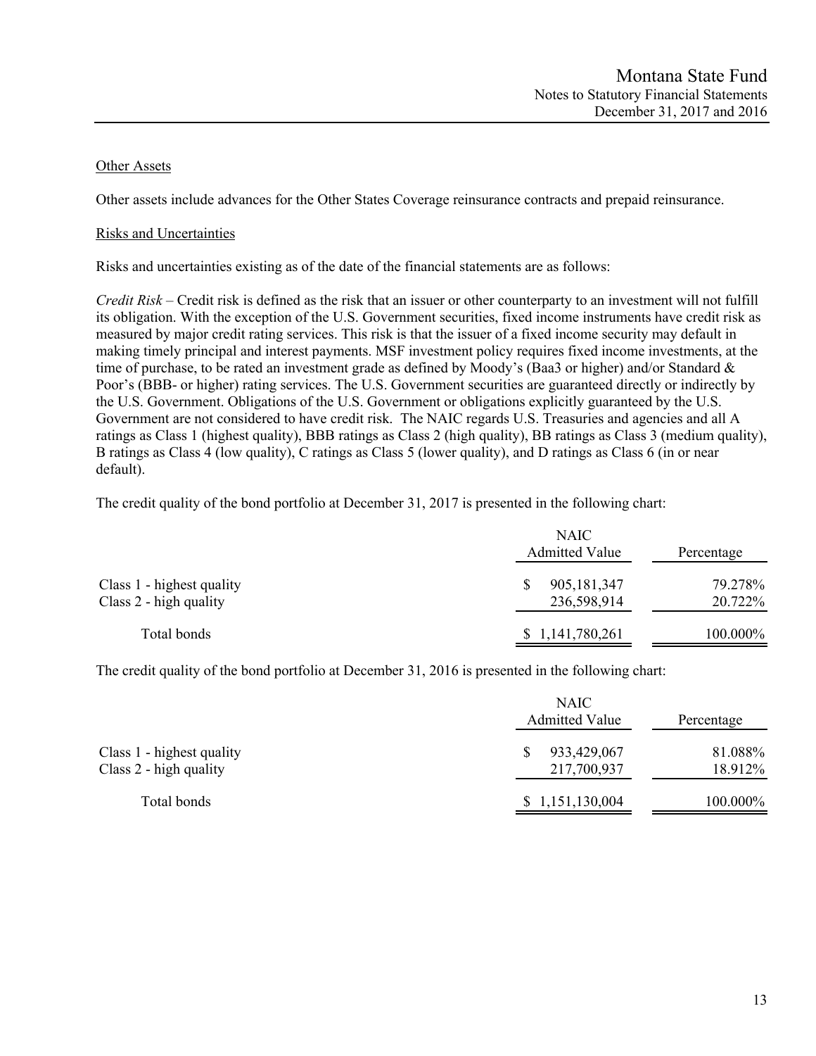Other Assets

Other assets include advances for the Other States Coverage reinsurance contracts and prepaid reinsurance.

Risks and Uncertainties

Risks and uncertainties existing as of the date of the financial statements are as follows:

*Credit Risk* – Credit risk is defined as the risk that an issuer or other counterparty to an investment will not fulfill its obligation. With the exception of the U.S. Government securities, fixed income instruments have credit risk as measured by major credit rating services. This risk is that the issuer of a fixed income security may default in making timely principal and interest payments. MSF investment policy requires fixed income investments, at the time of purchase, to be rated an investment grade as defined by Moody's (Baa3 or higher) and/or Standard & Poor's (BBB- or higher) rating services. The U.S. Government securities are guaranteed directly or indirectly by the U.S. Government. Obligations of the U.S. Government or obligations explicitly guaranteed by the U.S. Government are not considered to have credit risk. The NAIC regards U.S. Treasuries and agencies and all A ratings as Class 1 (highest quality), BBB ratings as Class 2 (high quality), BB ratings as Class 3 (medium quality), B ratings as Class 4 (low quality), C ratings as Class 5 (lower quality), and D ratings as Class 6 (in or near default).

The credit quality of the bond portfolio at December 31, 2017 is presented in the following chart:

| | NAIC Admitted Value | Percentage |
|---|---|---|
| Class 1 - highest quality | $ 905,181,347 | 79.278% |
| Class 2 - high quality | 236,598,914 | 20.722% |
| Total bonds | $ 1,141,780,261 | 100.000% |

The credit quality of the bond portfolio at December 31, 2016 is presented in the following chart:

| | NAIC Admitted Value | Percentage |
|---|---|---|
| Class 1 - highest quality | $ 933,429,067 | 81.088% |
| Class 2 - high quality | 217,700,937 | 18.912% |
| Total bonds | $ 1,151,130,004 | 100.000% |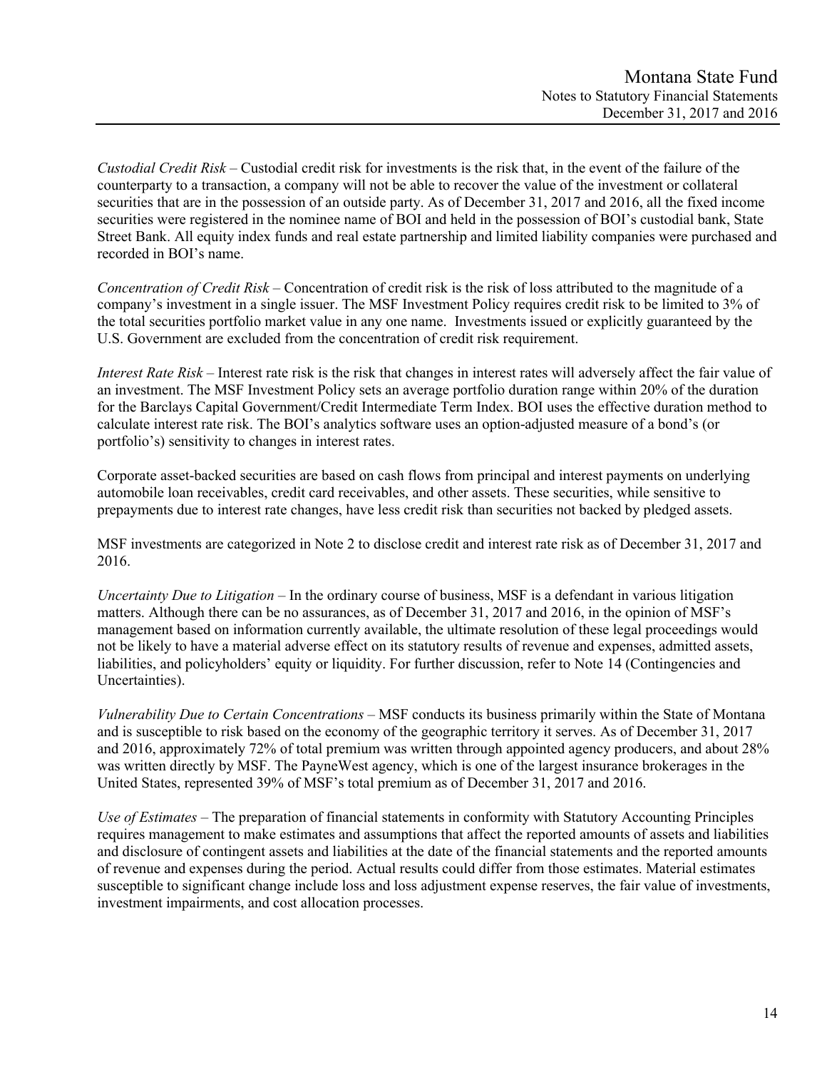*Custodial Credit Risk* – Custodial credit risk for investments is the risk that, in the event of the failure of the counterparty to a transaction, a company will not be able to recover the value of the investment or collateral securities that are in the possession of an outside party. As of December 31, 2017 and 2016, all the fixed income securities were registered in the nominee name of BOI and held in the possession of BOI's custodial bank, State Street Bank. All equity index funds and real estate partnership and limited liability companies were purchased and recorded in BOI's name.

*Concentration of Credit Risk* – Concentration of credit risk is the risk of loss attributed to the magnitude of a company's investment in a single issuer. The MSF Investment Policy requires credit risk to be limited to 3% of the total securities portfolio market value in any one name. Investments issued or explicitly guaranteed by the U.S. Government are excluded from the concentration of credit risk requirement.

*Interest Rate Risk* – Interest rate risk is the risk that changes in interest rates will adversely affect the fair value of an investment. The MSF Investment Policy sets an average portfolio duration range within 20% of the duration for the Barclays Capital Government/Credit Intermediate Term Index. BOI uses the effective duration method to calculate interest rate risk. The BOI's analytics software uses an option-adjusted measure of a bond's (or portfolio's) sensitivity to changes in interest rates.

Corporate asset-backed securities are based on cash flows from principal and interest payments on underlying automobile loan receivables, credit card receivables, and other assets. These securities, while sensitive to prepayments due to interest rate changes, have less credit risk than securities not backed by pledged assets.

MSF investments are categorized in Note 2 to disclose credit and interest rate risk as of December 31, 2017 and 2016.

*Uncertainty Due to Litigation* – In the ordinary course of business, MSF is a defendant in various litigation matters. Although there can be no assurances, as of December 31, 2017 and 2016, in the opinion of MSF's management based on information currently available, the ultimate resolution of these legal proceedings would not be likely to have a material adverse effect on its statutory results of revenue and expenses, admitted assets, liabilities, and policyholders' equity or liquidity. For further discussion, refer to Note 14 (Contingencies and Uncertainties).

*Vulnerability Due to Certain Concentrations* – MSF conducts its business primarily within the State of Montana and is susceptible to risk based on the economy of the geographic territory it serves. As of December 31, 2017 and 2016, approximately 72% of total premium was written through appointed agency producers, and about 28% was written directly by MSF. The PayneWest agency, which is one of the largest insurance brokerages in the United States, represented 39% of MSF's total premium as of December 31, 2017 and 2016.

*Use of Estimates* – The preparation of financial statements in conformity with Statutory Accounting Principles requires management to make estimates and assumptions that affect the reported amounts of assets and liabilities and disclosure of contingent assets and liabilities at the date of the financial statements and the reported amounts of revenue and expenses during the period. Actual results could differ from those estimates. Material estimates susceptible to significant change include loss and loss adjustment expense reserves, the fair value of investments, investment impairments, and cost allocation processes.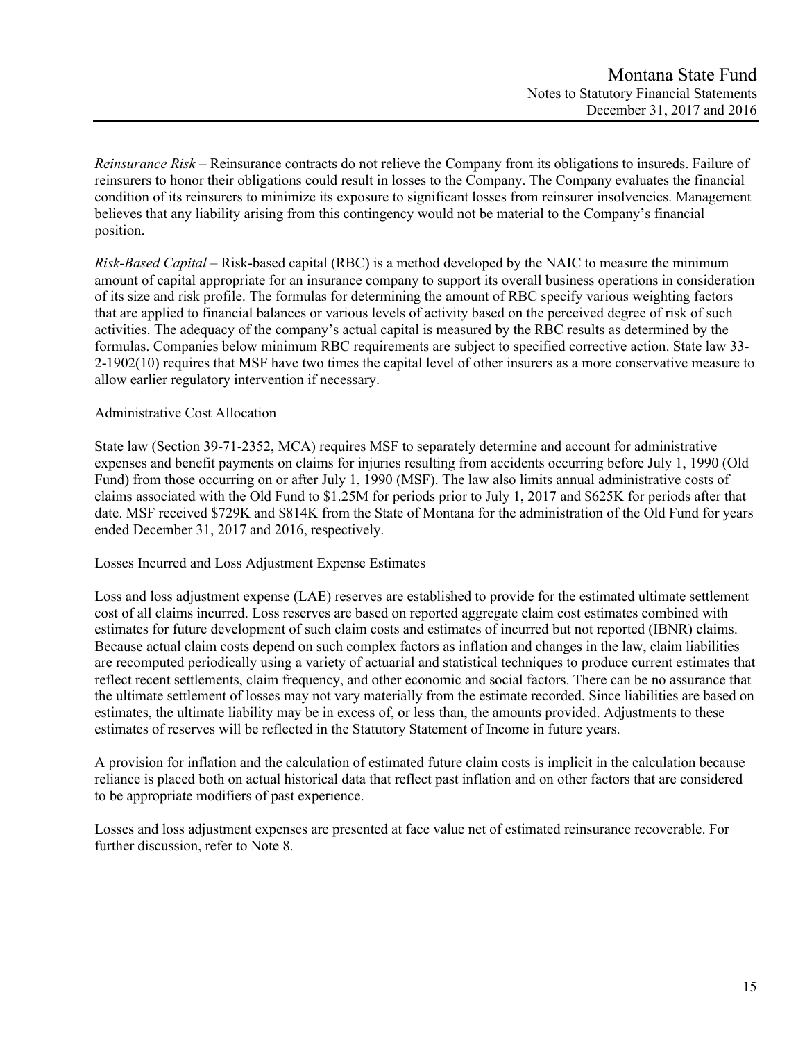*Reinsurance Risk* – Reinsurance contracts do not relieve the Company from its obligations to insureds. Failure of reinsurers to honor their obligations could result in losses to the Company. The Company evaluates the financial condition of its reinsurers to minimize its exposure to significant losses from reinsurer insolvencies. Management believes that any liability arising from this contingency would not be material to the Company's financial position.

*Risk-Based Capital* – Risk-based capital (RBC) is a method developed by the NAIC to measure the minimum amount of capital appropriate for an insurance company to support its overall business operations in consideration of its size and risk profile. The formulas for determining the amount of RBC specify various weighting factors that are applied to financial balances or various levels of activity based on the perceived degree of risk of such activities. The adequacy of the company's actual capital is measured by the RBC results as determined by the formulas. Companies below minimum RBC requirements are subject to specified corrective action. State law 33-2-1902(10) requires that MSF have two times the capital level of other insurers as a more conservative measure to allow earlier regulatory intervention if necessary.

Administrative Cost Allocation

State law (Section 39-71-2352, MCA) requires MSF to separately determine and account for administrative expenses and benefit payments on claims for injuries resulting from accidents occurring before July 1, 1990 (Old Fund) from those occurring on or after July 1, 1990 (MSF). The law also limits annual administrative costs of claims associated with the Old Fund to $1.25M for periods prior to July 1, 2017 and $625K for periods after that date. MSF received $729K and $814K from the State of Montana for the administration of the Old Fund for years ended December 31, 2017 and 2016, respectively.

Losses Incurred and Loss Adjustment Expense Estimates

Loss and loss adjustment expense (LAE) reserves are established to provide for the estimated ultimate settlement cost of all claims incurred. Loss reserves are based on reported aggregate claim cost estimates combined with estimates for future development of such claim costs and estimates of incurred but not reported (IBNR) claims. Because actual claim costs depend on such complex factors as inflation and changes in the law, claim liabilities are recomputed periodically using a variety of actuarial and statistical techniques to produce current estimates that reflect recent settlements, claim frequency, and other economic and social factors. There can be no assurance that the ultimate settlement of losses may not vary materially from the estimate recorded. Since liabilities are based on estimates, the ultimate liability may be in excess of, or less than, the amounts provided. Adjustments to these estimates of reserves will be reflected in the Statutory Statement of Income in future years.

A provision for inflation and the calculation of estimated future claim costs is implicit in the calculation because reliance is placed both on actual historical data that reflect past inflation and on other factors that are considered to be appropriate modifiers of past experience.

Losses and loss adjustment expenses are presented at face value net of estimated reinsurance recoverable. For further discussion, refer to Note 8.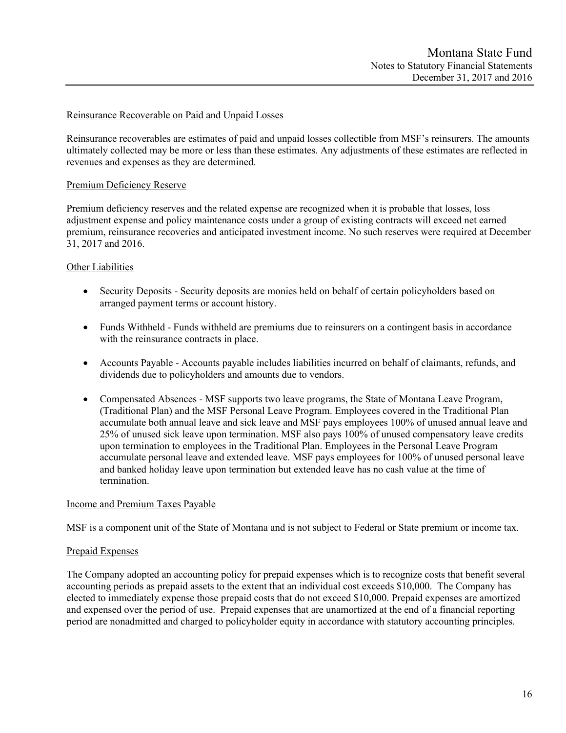### Reinsurance Recoverable on Paid and Unpaid Losses

Reinsurance recoverables are estimates of paid and unpaid losses collectible from MSF's reinsurers. The amounts ultimately collected may be more or less than these estimates. Any adjustments of these estimates are reflected in revenues and expenses as they are determined.

### Premium Deficiency Reserve

Premium deficiency reserves and the related expense are recognized when it is probable that losses, loss adjustment expense and policy maintenance costs under a group of existing contracts will exceed net earned premium, reinsurance recoveries and anticipated investment income. No such reserves were required at December 31, 2017 and 2016.

### Other Liabilities

- Security Deposits - Security deposits are monies held on behalf of certain policyholders based on arranged payment terms or account history.
- Funds Withheld - Funds withheld are premiums due to reinsurers on a contingent basis in accordance with the reinsurance contracts in place.
- Accounts Payable - Accounts payable includes liabilities incurred on behalf of claimants, refunds, and dividends due to policyholders and amounts due to vendors.
- Compensated Absences - MSF supports two leave programs, the State of Montana Leave Program, (Traditional Plan) and the MSF Personal Leave Program. Employees covered in the Traditional Plan accumulate both annual leave and sick leave and MSF pays employees 100% of unused annual leave and 25% of unused sick leave upon termination. MSF also pays 100% of unused compensatory leave credits upon termination to employees in the Traditional Plan. Employees in the Personal Leave Program accumulate personal leave and extended leave. MSF pays employees for 100% of unused personal leave and banked holiday leave upon termination but extended leave has no cash value at the time of termination.

### Income and Premium Taxes Payable

MSF is a component unit of the State of Montana and is not subject to Federal or State premium or income tax.

### Prepaid Expenses

The Company adopted an accounting policy for prepaid expenses which is to recognize costs that benefit several accounting periods as prepaid assets to the extent that an individual cost exceeds $10,000. The Company has elected to immediately expense those prepaid costs that do not exceed $10,000. Prepaid expenses are amortized and expensed over the period of use. Prepaid expenses that are unamortized at the end of a financial reporting period are nonadmitted and charged to policyholder equity in accordance with statutory accounting principles.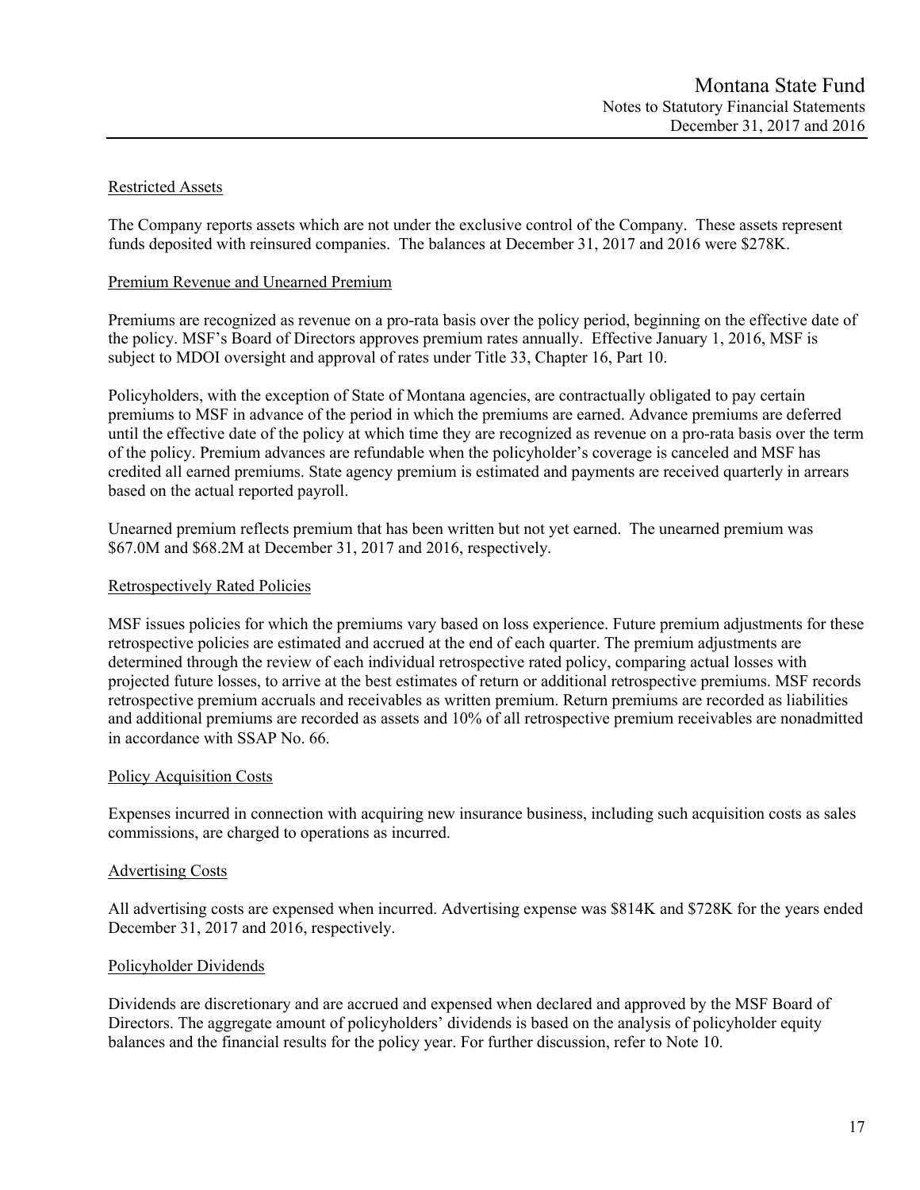### Restricted Assets

The Company reports assets which are not under the exclusive control of the Company. These assets represent funds deposited with reinsured companies. The balances at December 31, 2017 and 2016 were $278K.

### Premium Revenue and Unearned Premium

Premiums are recognized as revenue on a pro-rata basis over the policy period, beginning on the effective date of the policy. MSF's Board of Directors approves premium rates annually. Effective January 1, 2016, MSF is subject to MDOI oversight and approval of rates under Title 33, Chapter 16, Part 10.

Policyholders, with the exception of State of Montana agencies, are contractually obligated to pay certain premiums to MSF in advance of the period in which the premiums are earned. Advance premiums are deferred until the effective date of the policy at which time they are recognized as revenue on a pro-rata basis over the term of the policy. Premium advances are refundable when the policyholder's coverage is canceled and MSF has credited all earned premiums. State agency premium is estimated and payments are received quarterly in arrears based on the actual reported payroll.

Unearned premium reflects premium that has been written but not yet earned. The unearned premium was $67.0M and $68.2M at December 31, 2017 and 2016, respectively.

### Retrospectively Rated Policies

MSF issues policies for which the premiums vary based on loss experience. Future premium adjustments for these retrospective policies are estimated and accrued at the end of each quarter. The premium adjustments are determined through the review of each individual retrospective rated policy, comparing actual losses with projected future losses, to arrive at the best estimates of return or additional retrospective premiums. MSF records retrospective premium accruals and receivables as written premium. Return premiums are recorded as liabilities and additional premiums are recorded as assets and 10% of all retrospective premium receivables are nonadmitted in accordance with SSAP No. 66.

### Policy Acquisition Costs

Expenses incurred in connection with acquiring new insurance business, including such acquisition costs as sales commissions, are charged to operations as incurred.

### Advertising Costs

All advertising costs are expensed when incurred. Advertising expense was $814K and $728K for the years ended December 31, 2017 and 2016, respectively.

### Policyholder Dividends

Dividends are discretionary and are accrued and expensed when declared and approved by the MSF Board of Directors. The aggregate amount of policyholders' dividends is based on the analysis of policyholder equity balances and the financial results for the policy year. For further discussion, refer to Note 10.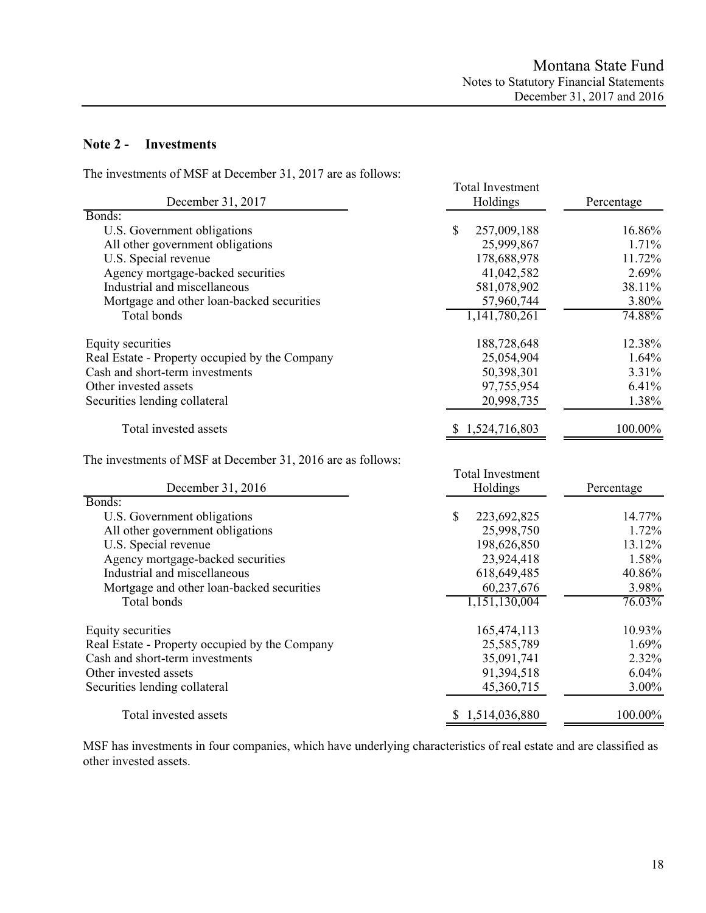## Note 2 - Investments

The investments of MSF at December 31, 2017 are as follows:

| December 31, 2017 | Total Investment Holdings | Percentage |
|---|---|---|
| Bonds: | | |
| U.S. Government obligations | $ 257,009,188 | 16.86% |
| All other government obligations | 25,999,867 | 1.71% |
| U.S. Special revenue | 178,688,978 | 11.72% |
| Agency mortgage-backed securities | 41,042,582 | 2.69% |
| Industrial and miscellaneous | 581,078,902 | 38.11% |
| Mortgage and other loan-backed securities | 57,960,744 | 3.80% |
| Total bonds | 1,141,780,261 | 74.88% |
| Equity securities | 188,728,648 | 12.38% |
| Real Estate - Property occupied by the Company | 25,054,904 | 1.64% |
| Cash and short-term investments | 50,398,301 | 3.31% |
| Other invested assets | 97,755,954 | 6.41% |
| Securities lending collateral | 20,998,735 | 1.38% |
| Total invested assets | $ 1,524,716,803 | 100.00% |

The investments of MSF at December 31, 2016 are as follows:

| December 31, 2016 | Total Investment Holdings | Percentage |
|---|---|---|
| Bonds: | | |
| U.S. Government obligations | $ 223,692,825 | 14.77% |
| All other government obligations | 25,998,750 | 1.72% |
| U.S. Special revenue | 198,626,850 | 13.12% |
| Agency mortgage-backed securities | 23,924,418 | 1.58% |
| Industrial and miscellaneous | 618,649,485 | 40.86% |
| Mortgage and other loan-backed securities | 60,237,676 | 3.98% |
| Total bonds | 1,151,130,004 | 76.03% |
| Equity securities | 165,474,113 | 10.93% |
| Real Estate - Property occupied by the Company | 25,585,789 | 1.69% |
| Cash and short-term investments | 35,091,741 | 2.32% |
| Other invested assets | 91,394,518 | 6.04% |
| Securities lending collateral | 45,360,715 | 3.00% |
| Total invested assets | $ 1,514,036,880 | 100.00% |

MSF has investments in four companies, which have underlying characteristics of real estate and are classified as other invested assets.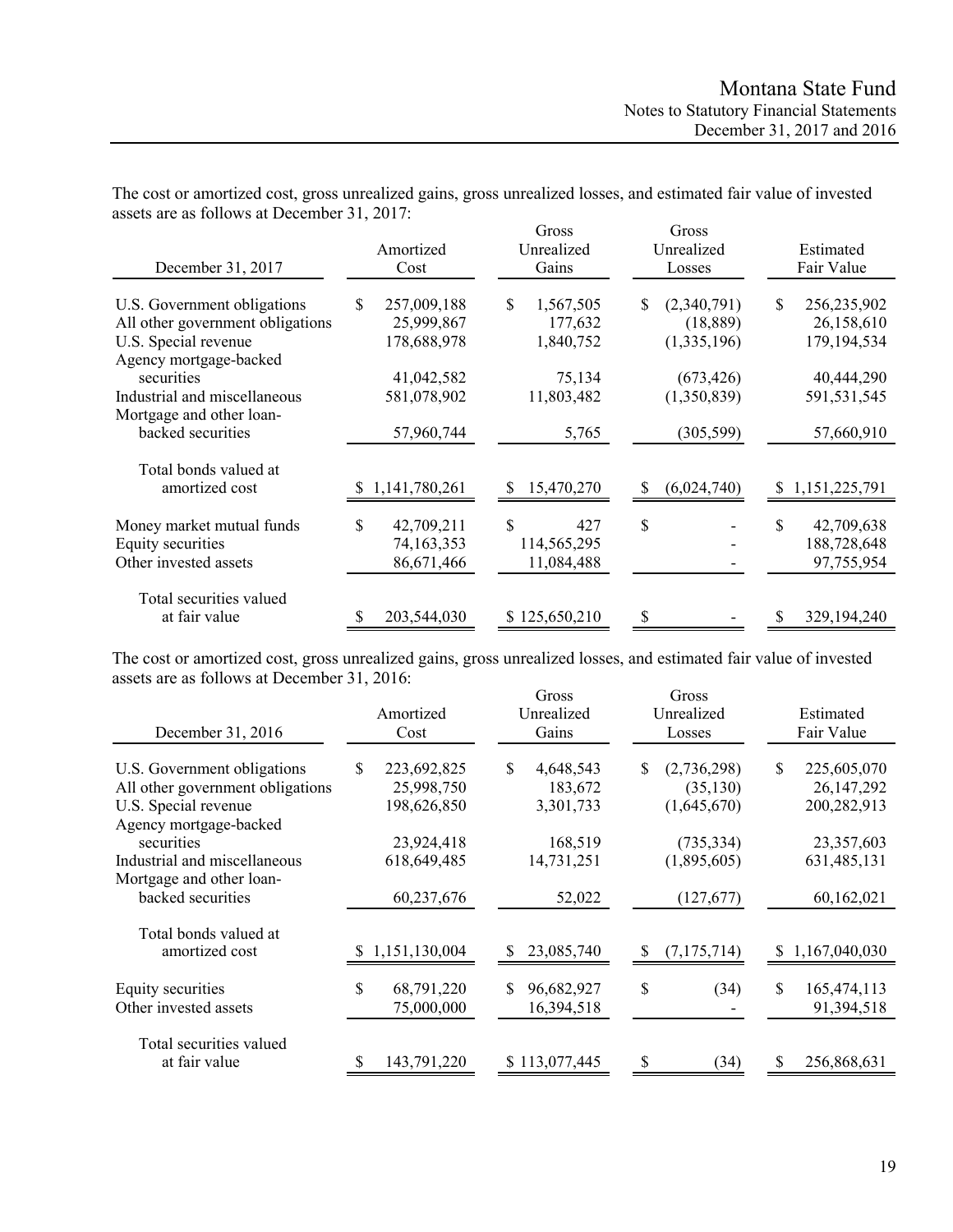The cost or amortized cost, gross unrealized gains, gross unrealized losses, and estimated fair value of invested assets are as follows at December 31, 2017:

| December 31, 2017 | Amortized Cost | Gross Unrealized Gains | Gross Unrealized Losses | Estimated Fair Value |
|---|---|---|---|---|
| U.S. Government obligations | $ 257,009,188 | $ 1,567,505 | $ (2,340,791) | $ 256,235,902 |
| All other government obligations | 25,999,867 | 177,632 | (18,889) | 26,158,610 |
| U.S. Special revenue | 178,688,978 | 1,840,752 | (1,335,196) | 179,194,534 |
| Agency mortgage-backed securities | 41,042,582 | 75,134 | (673,426) | 40,444,290 |
| Industrial and miscellaneous | 581,078,902 | 11,803,482 | (1,350,839) | 591,531,545 |
| Mortgage and other loan-backed securities | 57,960,744 | 5,765 | (305,599) | 57,660,910 |
| Total bonds valued at amortized cost | $ 1,141,780,261 | $ 15,470,270 | $ (6,024,740) | $ 1,151,225,791 |
| Money market mutual funds | $ 42,709,211 | $ 427 | $ - | $ 42,709,638 |
| Equity securities | 74,163,353 | 114,565,295 | - | 188,728,648 |
| Other invested assets | 86,671,466 | 11,084,488 | - | 97,755,954 |
| Total securities valued at fair value | $ 203,544,030 | $ 125,650,210 | $ - | $ 329,194,240 |

The cost or amortized cost, gross unrealized gains, gross unrealized losses, and estimated fair value of invested assets are as follows at December 31, 2016:

| December 31, 2016 | Amortized Cost | Gross Unrealized Gains | Gross Unrealized Losses | Estimated Fair Value |
|---|---|---|---|---|
| U.S. Government obligations | $ 223,692,825 | $ 4,648,543 | $ (2,736,298) | $ 225,605,070 |
| All other government obligations | 25,998,750 | 183,672 | (35,130) | 26,147,292 |
| U.S. Special revenue | 198,626,850 | 3,301,733 | (1,645,670) | 200,282,913 |
| Agency mortgage-backed securities | 23,924,418 | 168,519 | (735,334) | 23,357,603 |
| Industrial and miscellaneous | 618,649,485 | 14,731,251 | (1,895,605) | 631,485,131 |
| Mortgage and other loan-backed securities | 60,237,676 | 52,022 | (127,677) | 60,162,021 |
| Total bonds valued at amortized cost | $ 1,151,130,004 | $ 23,085,740 | $ (7,175,714) | $ 1,167,040,030 |
| Equity securities | $ 68,791,220 | $ 96,682,927 | $ (34) | $ 165,474,113 |
| Other invested assets | 75,000,000 | 16,394,518 | - | 91,394,518 |
| Total securities valued at fair value | $ 143,791,220 | $ 113,077,445 | $ (34) | $ 256,868,631 |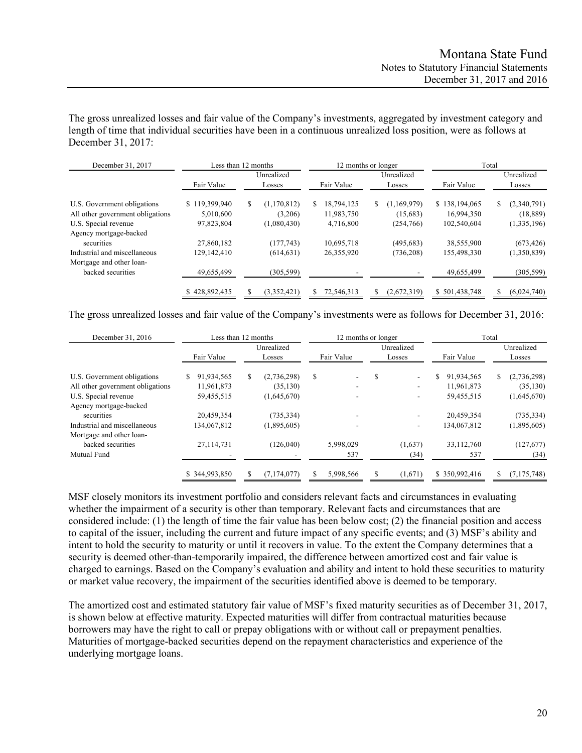The gross unrealized losses and fair value of the Company's investments, aggregated by investment category and length of time that individual securities have been in a continuous unrealized loss position, were as follows at December 31, 2017:

| December 31, 2017 | Less than 12 months | | 12 months or longer | | Total | |
|---|---|---|---|---|---|---|
| | Fair Value | Unrealized Losses | Fair Value | Unrealized Losses | Fair Value | Unrealized Losses |
| U.S. Government obligations | $ 119,399,940 | $ (1,170,812) | $ 18,794,125 | $ (1,169,979) | $ 138,194,065 | $ (2,340,791) |
| All other government obligations | 5,010,600 | (3,206) | 11,983,750 | (15,683) | 16,994,350 | (18,889) |
| U.S. Special revenue | 97,823,804 | (1,080,430) | 4,716,800 | (254,766) | 102,540,604 | (1,335,196) |
| Agency mortgage-backed securities | 27,860,182 | (177,743) | 10,695,718 | (495,683) | 38,555,900 | (673,426) |
| Industrial and miscellaneous | 129,142,410 | (614,631) | 26,355,920 | (736,208) | 155,498,330 | (1,350,839) |
| Mortgage and other loan-backed securities | 49,655,499 | (305,599) | - | - | 49,655,499 | (305,599) |
| | $ 428,892,435 | $ (3,352,421) | $ 72,546,313 | $ (2,672,319) | $ 501,438,748 | $ (6,024,740) |

The gross unrealized losses and fair value of the Company's investments were as follows for December 31, 2016:

| December 31, 2016 | Less than 12 months | | 12 months or longer | | Total | |
|---|---|---|---|---|---|---|
| | Fair Value | Unrealized Losses | Fair Value | Unrealized Losses | Fair Value | Unrealized Losses |
| U.S. Government obligations | $ 91,934,565 | $ (2,736,298) | $ - | $ - | $ 91,934,565 | $ (2,736,298) |
| All other government obligations | 11,961,873 | (35,130) | - | - | 11,961,873 | (35,130) |
| U.S. Special revenue | 59,455,515 | (1,645,670) | - | - | 59,455,515 | (1,645,670) |
| Agency mortgage-backed securities | 20,459,354 | (735,334) | - | - | 20,459,354 | (735,334) |
| Industrial and miscellaneous | 134,067,812 | (1,895,605) | - | - | 134,067,812 | (1,895,605) |
| Mortgage and other loan-backed securities | 27,114,731 | (126,040) | 5,998,029 | (1,637) | 33,112,760 | (127,677) |
| Mutual Fund | - | - | 537 | (34) | 537 | (34) |
| | $ 344,993,850 | $ (7,174,077) | $ 5,998,566 | $ (1,671) | $ 350,992,416 | $ (7,175,748) |

MSF closely monitors its investment portfolio and considers relevant facts and circumstances in evaluating whether the impairment of a security is other than temporary. Relevant facts and circumstances that are considered include: (1) the length of time the fair value has been below cost; (2) the financial position and access to capital of the issuer, including the current and future impact of any specific events; and (3) MSF's ability and intent to hold the security to maturity or until it recovers in value. To the extent the Company determines that a security is deemed other-than-temporarily impaired, the difference between amortized cost and fair value is charged to earnings. Based on the Company's evaluation and ability and intent to hold these securities to maturity or market value recovery, the impairment of the securities identified above is deemed to be temporary.

The amortized cost and estimated statutory fair value of MSF's fixed maturity securities as of December 31, 2017, is shown below at effective maturity. Expected maturities will differ from contractual maturities because borrowers may have the right to call or prepay obligations with or without call or prepayment penalties. Maturities of mortgage-backed securities depend on the repayment characteristics and experience of the underlying mortgage loans.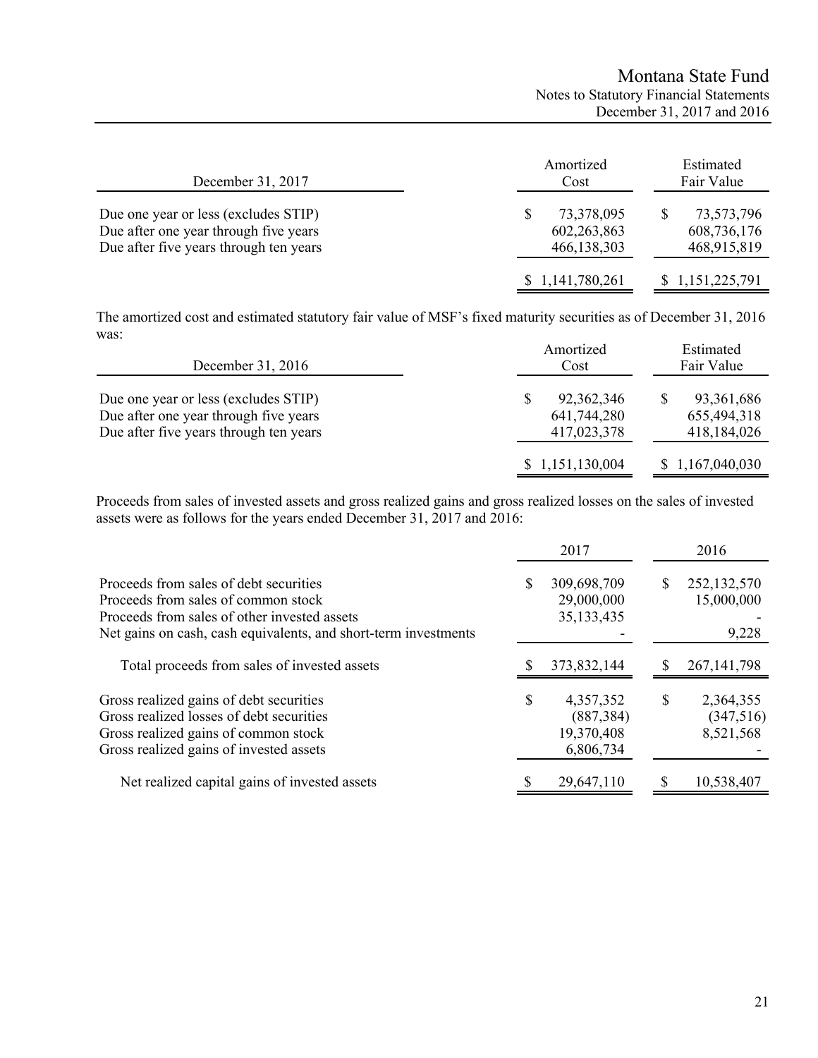| December 31, 2017 | Amortized Cost | Estimated Fair Value |
|---|---|---|
| Due one year or less (excludes STIP) | $ 73,378,095 | $ 73,573,796 |
| Due after one year through five years | 602,263,863 | 608,736,176 |
| Due after five years through ten years | 466,138,303 | 468,915,819 |
| | $ 1,141,780,261 | $ 1,151,225,791 |

The amortized cost and estimated statutory fair value of MSF's fixed maturity securities as of December 31, 2016 was:

| December 31, 2016 | Amortized Cost | Estimated Fair Value |
|---|---|---|
| Due one year or less (excludes STIP) | $ 92,362,346 | $ 93,361,686 |
| Due after one year through five years | 641,744,280 | 655,494,318 |
| Due after five years through ten years | 417,023,378 | 418,184,026 |
| | $ 1,151,130,004 | $ 1,167,040,030 |

Proceeds from sales of invested assets and gross realized gains and gross realized losses on the sales of invested assets were as follows for the years ended December 31, 2017 and 2016:

| | 2017 | 2016 |
|---|---|---|
| Proceeds from sales of debt securities | $ 309,698,709 | $ 252,132,570 |
| Proceeds from sales of common stock | 29,000,000 | 15,000,000 |
| Proceeds from sales of other invested assets | 35,133,435 | - |
| Net gains on cash, cash equivalents, and short-term investments | - | 9,228 |
| Total proceeds from sales of invested assets | $ 373,832,144 | $ 267,141,798 |
| Gross realized gains of debt securities | $ 4,357,352 | $ 2,364,355 |
| Gross realized losses of debt securities | (887,384) | (347,516) |
| Gross realized gains of common stock | 19,370,408 | 8,521,568 |
| Gross realized gains of invested assets | 6,806,734 | - |
| Net realized capital gains of invested assets | $ 29,647,110 | $ 10,538,407 |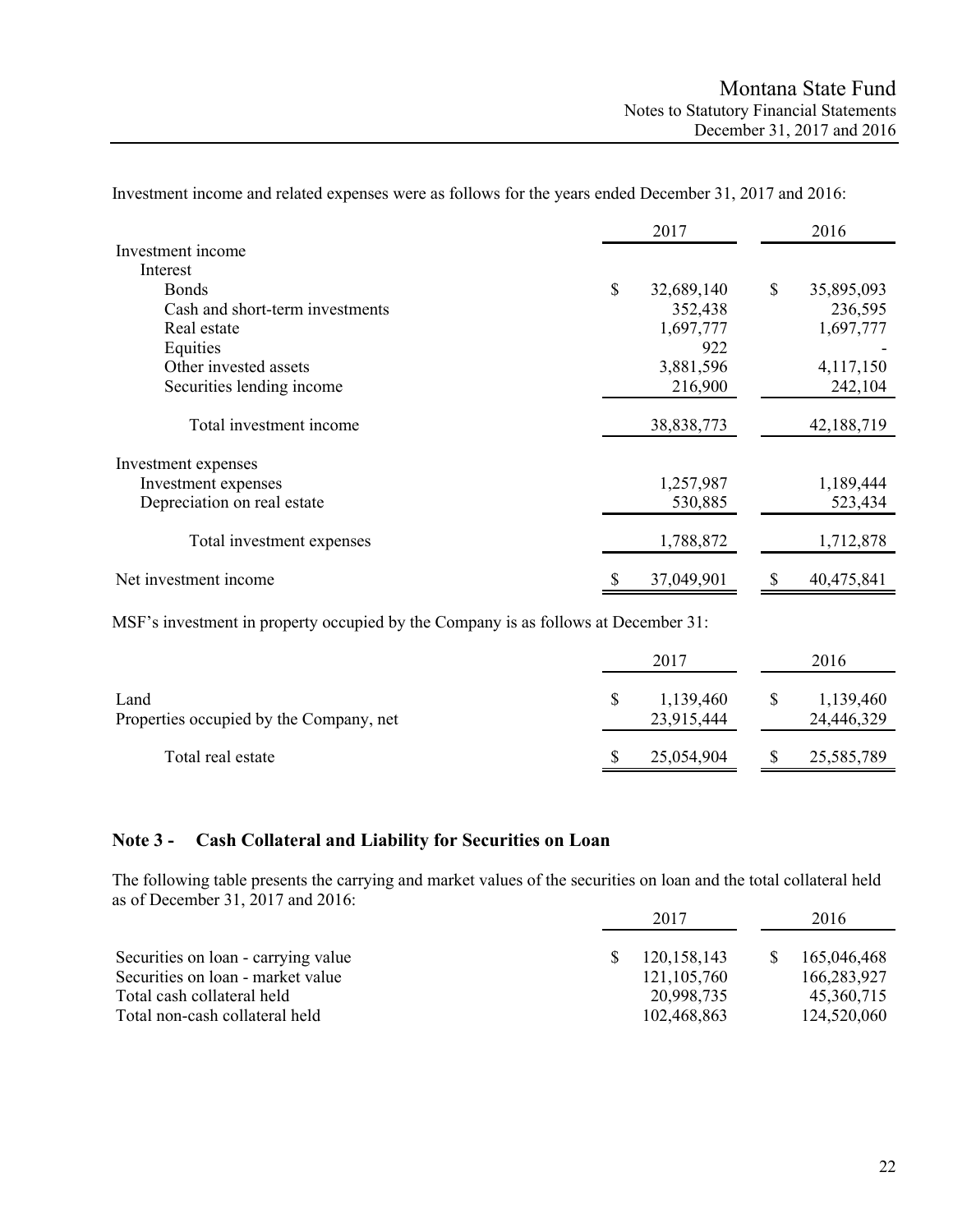Investment income and related expenses were as follows for the years ended December 31, 2017 and 2016:

| | 2017 | 2016 |
|---|---|---|
| Investment income | | |
| Interest | | |
| Bonds | $ 32,689,140 | $ 35,895,093 |
| Cash and short-term investments | 352,438 | 236,595 |
| Real estate | 1,697,777 | 1,697,777 |
| Equities | 922 | - |
| Other invested assets | 3,881,596 | 4,117,150 |
| Securities lending income | 216,900 | 242,104 |
| Total investment income | 38,838,773 | 42,188,719 |
| Investment expenses | | |
| Investment expenses | 1,257,987 | 1,189,444 |
| Depreciation on real estate | 530,885 | 523,434 |
| Total investment expenses | 1,788,872 | 1,712,878 |
| Net investment income | $ 37,049,901 | $ 40,475,841 |

MSF's investment in property occupied by the Company is as follows at December 31:

| | 2017 | 2016 |
|---|---|---|
| Land | $ 1,139,460 | $ 1,139,460 |
| Properties occupied by the Company, net | 23,915,444 | 24,446,329 |
| Total real estate | $ 25,054,904 | $ 25,585,789 |

## Note 3 - Cash Collateral and Liability for Securities on Loan

The following table presents the carrying and market values of the securities on loan and the total collateral held as of December 31, 2017 and 2016:

| | 2017 | 2016 |
|---|---|---|
| Securities on loan - carrying value | $ 120,158,143 | $ 165,046,468 |
| Securities on loan - market value | 121,105,760 | 166,283,927 |
| Total cash collateral held | 20,998,735 | 45,360,715 |
| Total non-cash collateral held | 102,468,863 | 124,520,060 |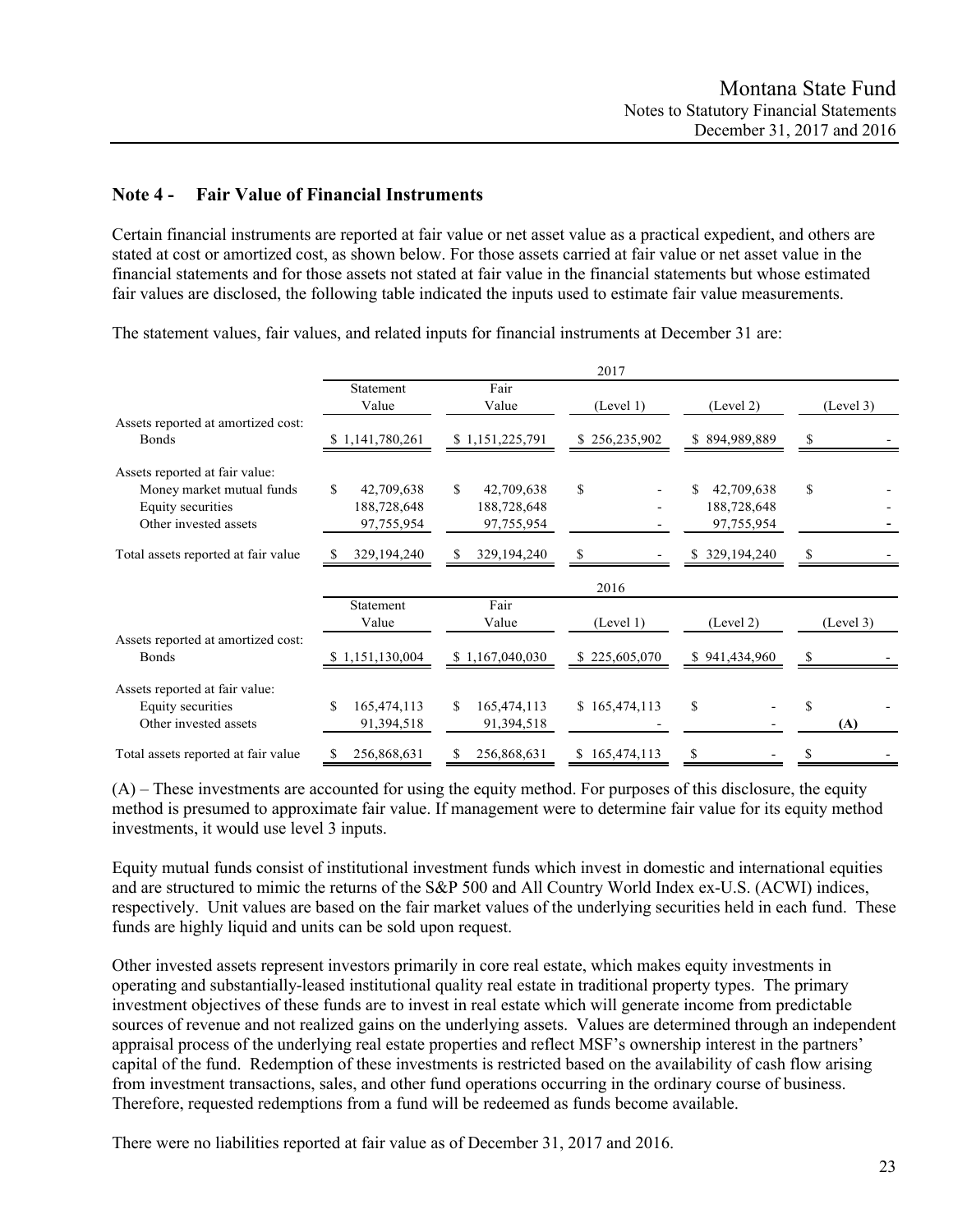## Note 4 - Fair Value of Financial Instruments

Certain financial instruments are reported at fair value or net asset value as a practical expedient, and others are stated at cost or amortized cost, as shown below. For those assets carried at fair value or net asset value in the financial statements and for those assets not stated at fair value in the financial statements but whose estimated fair values are disclosed, the following table indicated the inputs used to estimate fair value measurements.

The statement values, fair values, and related inputs for financial instruments at December 31 are:

| | 2017 | | | | |
|---|---|---|---|---|---|
| | Statement Value | Fair Value | (Level 1) | (Level 2) | (Level 3) |
| Assets reported at amortized cost: | | | | | |
| Bonds | $ 1,141,780,261 | $ 1,151,225,791 | $ 256,235,902 | $ 894,989,889 | $ - |
| Assets reported at fair value: | | | | | |
| Money market mutual funds | $ 42,709,638 | $ 42,709,638 | $ - | $ 42,709,638 | $ - |
| Equity securities | 188,728,648 | 188,728,648 | - | 188,728,648 | - |
| Other invested assets | 97,755,954 | 97,755,954 | - | 97,755,954 | - |
| Total assets reported at fair value | $ 329,194,240 | $ 329,194,240 | $ - | $ 329,194,240 | $ - |

| | 2016 | | | | |
|---|---|---|---|---|---|
| | Statement Value | Fair Value | (Level 1) | (Level 2) | (Level 3) |
| Assets reported at amortized cost: | | | | | |
| Bonds | $ 1,151,130,004 | $ 1,167,040,030 | $ 225,605,070 | $ 941,434,960 | $ - |
| Assets reported at fair value: | | | | | |
| Equity securities | $ 165,474,113 | $ 165,474,113 | $ 165,474,113 | $ - | $ - |
| Other invested assets | 91,394,518 | 91,394,518 | - | - | **(A)** |
| Total assets reported at fair value | $ 256,868,631 | $ 256,868,631 | $ 165,474,113 | $ - | $ - |

(A) – These investments are accounted for using the equity method. For purposes of this disclosure, the equity method is presumed to approximate fair value. If management were to determine fair value for its equity method investments, it would use level 3 inputs.

Equity mutual funds consist of institutional investment funds which invest in domestic and international equities and are structured to mimic the returns of the S&P 500 and All Country World Index ex-U.S. (ACWI) indices, respectively. Unit values are based on the fair market values of the underlying securities held in each fund. These funds are highly liquid and units can be sold upon request.

Other invested assets represent investors primarily in core real estate, which makes equity investments in operating and substantially-leased institutional quality real estate in traditional property types. The primary investment objectives of these funds are to invest in real estate which will generate income from predictable sources of revenue and not realized gains on the underlying assets. Values are determined through an independent appraisal process of the underlying real estate properties and reflect MSF's ownership interest in the partners' capital of the fund. Redemption of these investments is restricted based on the availability of cash flow arising from investment transactions, sales, and other fund operations occurring in the ordinary course of business. Therefore, requested redemptions from a fund will be redeemed as funds become available.

There were no liabilities reported at fair value as of December 31, 2017 and 2016.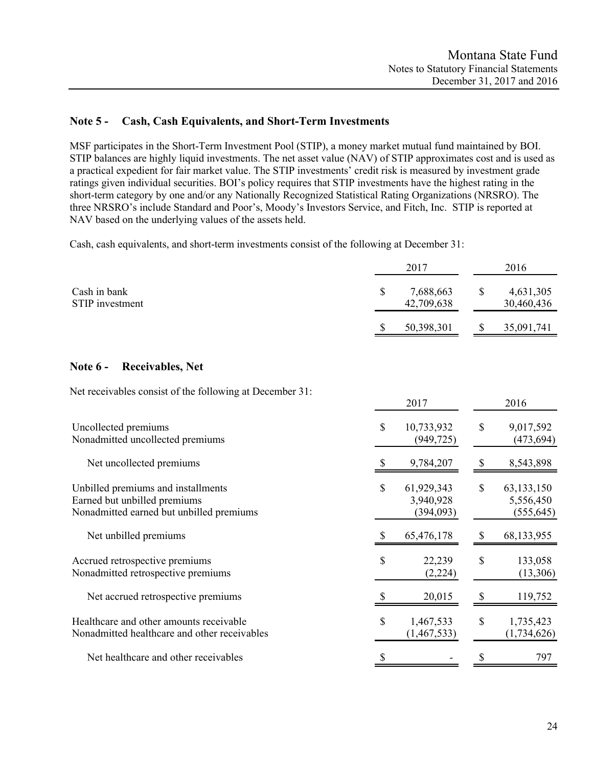## Note 5 - Cash, Cash Equivalents, and Short-Term Investments

MSF participates in the Short-Term Investment Pool (STIP), a money market mutual fund maintained by BOI. STIP balances are highly liquid investments. The net asset value (NAV) of STIP approximates cost and is used as a practical expedient for fair market value. The STIP investments' credit risk is measured by investment grade ratings given individual securities. BOI's policy requires that STIP investments have the highest rating in the short-term category by one and/or any Nationally Recognized Statistical Rating Organizations (NRSRO). The three NRSRO's include Standard and Poor's, Moody's Investors Service, and Fitch, Inc. STIP is reported at NAV based on the underlying values of the assets held.

Cash, cash equivalents, and short-term investments consist of the following at December 31:

| | 2017 | 2016 |
|---|---|---|
| Cash in bank | $ 7,688,663 | $ 4,631,305 |
| STIP investment | 42,709,638 | 30,460,436 |
| | $ 50,398,301 | $ 35,091,741 |

## Note 6 - Receivables, Net

Net receivables consist of the following at December 31:

| | 2017 | 2016 |
|---|---|---|
| Uncollected premiums | $ 10,733,932 | $ 9,017,592 |
| Nonadmitted uncollected premiums | (949,725) | (473,694) |
| Net uncollected premiums | $ 9,784,207 | $ 8,543,898 |
| Unbilled premiums and installments | $ 61,929,343 | $ 63,133,150 |
| Earned but unbilled premiums | 3,940,928 | 5,556,450 |
| Nonadmitted earned but unbilled premiums | (394,093) | (555,645) |
| Net unbilled premiums | $ 65,476,178 | $ 68,133,955 |
| Accrued retrospective premiums | $ 22,239 | $ 133,058 |
| Nonadmitted retrospective premiums | (2,224) | (13,306) |
| Net accrued retrospective premiums | $ 20,015 | $ 119,752 |
| Healthcare and other amounts receivable | $ 1,467,533 | $ 1,735,423 |
| Nonadmitted healthcare and other receivables | (1,467,533) | (1,734,626) |
| Net healthcare and other receivables | $ - | $ 797 |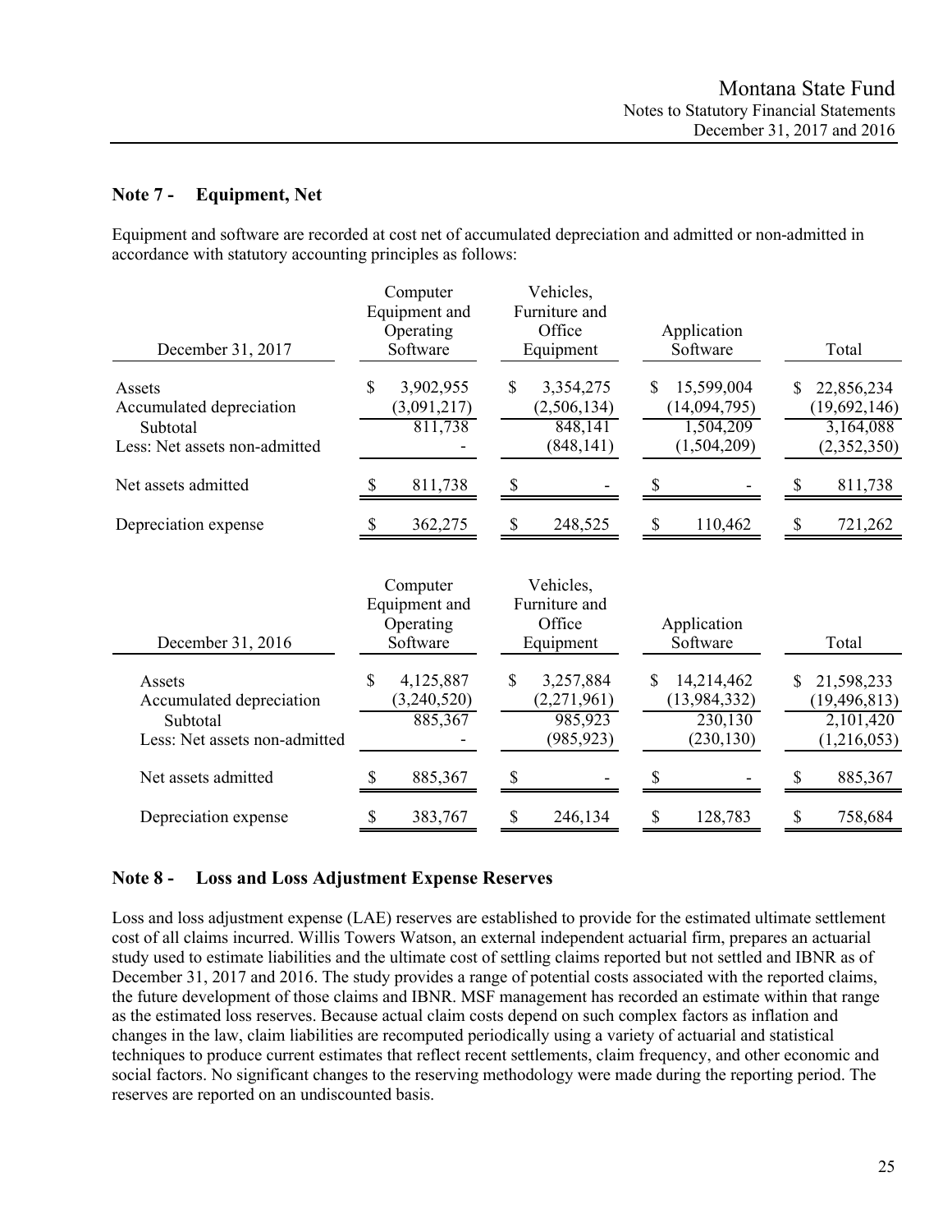## Note 7 - Equipment, Net

Equipment and software are recorded at cost net of accumulated depreciation and admitted or non-admitted in accordance with statutory accounting principles as follows:

| December 31, 2017 | Computer Equipment and Operating Software | Vehicles, Furniture and Office Equipment | Application Software | Total |
|---|---|---|---|---|
| Assets | $ 3,902,955 | $ 3,354,275 | $ 15,599,004 | $ 22,856,234 |
| Accumulated depreciation | (3,091,217) | (2,506,134) | (14,094,795) | (19,692,146) |
| Subtotal | 811,738 | 848,141 | 1,504,209 | 3,164,088 |
| Less: Net assets non-admitted | - | (848,141) | (1,504,209) | (2,352,350) |
| Net assets admitted | $ 811,738 | $ - | $ - | $ 811,738 |
| Depreciation expense | $ 362,275 | $ 248,525 | $ 110,462 | $ 721,262 |

| December 31, 2016 | Computer Equipment and Operating Software | Vehicles, Furniture and Office Equipment | Application Software | Total |
|---|---|---|---|---|
| Assets | $ 4,125,887 | $ 3,257,884 | $ 14,214,462 | $ 21,598,233 |
| Accumulated depreciation | (3,240,520) | (2,271,961) | (13,984,332) | (19,496,813) |
| Subtotal | 885,367 | 985,923 | 230,130 | 2,101,420 |
| Less: Net assets non-admitted | - | (985,923) | (230,130) | (1,216,053) |
| Net assets admitted | $ 885,367 | $ - | $ - | $ 885,367 |
| Depreciation expense | $ 383,767 | $ 246,134 | $ 128,783 | $ 758,684 |

## Note 8 - Loss and Loss Adjustment Expense Reserves

Loss and loss adjustment expense (LAE) reserves are established to provide for the estimated ultimate settlement cost of all claims incurred. Willis Towers Watson, an external independent actuarial firm, prepares an actuarial study used to estimate liabilities and the ultimate cost of settling claims reported but not settled and IBNR as of December 31, 2017 and 2016. The study provides a range of potential costs associated with the reported claims, the future development of those claims and IBNR. MSF management has recorded an estimate within that range as the estimated loss reserves. Because actual claim costs depend on such complex factors as inflation and changes in the law, claim liabilities are recomputed periodically using a variety of actuarial and statistical techniques to produce current estimates that reflect recent settlements, claim frequency, and other economic and social factors. No significant changes to the reserving methodology were made during the reporting period. The reserves are reported on an undiscounted basis.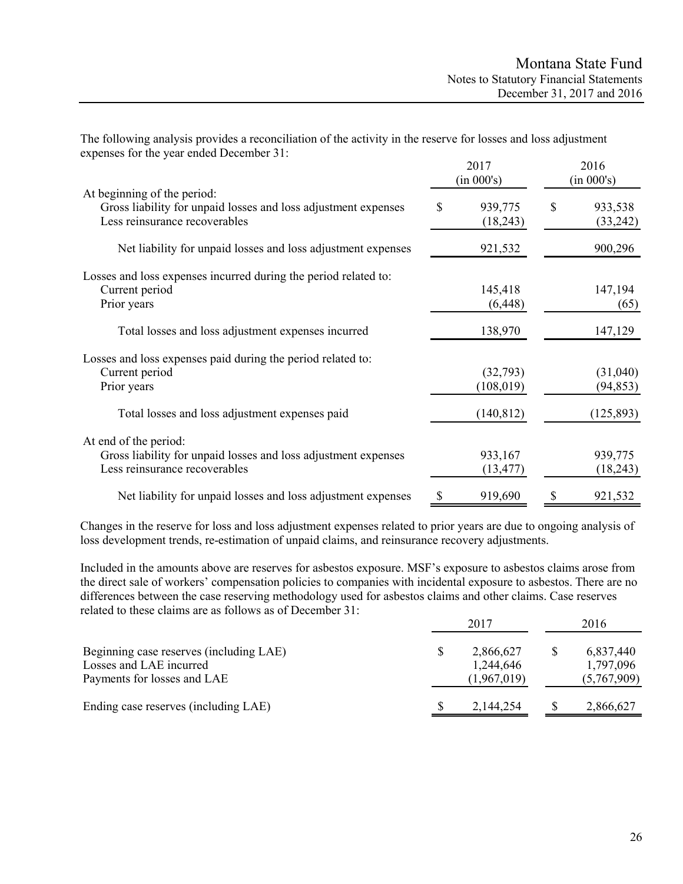The following analysis provides a reconciliation of the activity in the reserve for losses and loss adjustment expenses for the year ended December 31:

| | 2017 (in 000's) | 2016 (in 000's) |
|---|---|---|
| At beginning of the period: | | |
| Gross liability for unpaid losses and loss adjustment expenses | $ 939,775 | $ 933,538 |
| Less reinsurance recoverables | (18,243) | (33,242) |
| Net liability for unpaid losses and loss adjustment expenses | 921,532 | 900,296 |
| Losses and loss expenses incurred during the period related to: | | |
| Current period | 145,418 | 147,194 |
| Prior years | (6,448) | (65) |
| Total losses and loss adjustment expenses incurred | 138,970 | 147,129 |
| Losses and loss expenses paid during the period related to: | | |
| Current period | (32,793) | (31,040) |
| Prior years | (108,019) | (94,853) |
| Total losses and loss adjustment expenses paid | (140,812) | (125,893) |
| At end of the period: | | |
| Gross liability for unpaid losses and loss adjustment expenses | 933,167 | 939,775 |
| Less reinsurance recoverables | (13,477) | (18,243) |
| Net liability for unpaid losses and loss adjustment expenses | $ 919,690 | $ 921,532 |

Changes in the reserve for loss and loss adjustment expenses related to prior years are due to ongoing analysis of loss development trends, re-estimation of unpaid claims, and reinsurance recovery adjustments.

Included in the amounts above are reserves for asbestos exposure. MSF's exposure to asbestos claims arose from the direct sale of workers' compensation policies to companies with incidental exposure to asbestos. There are no differences between the case reserving methodology used for asbestos claims and other claims. Case reserves related to these claims are as follows as of December 31:

| | 2017 | 2016 |
|---|---|---|
| Beginning case reserves (including LAE) | $ 2,866,627 | $ 6,837,440 |
| Losses and LAE incurred | 1,244,646 | 1,797,096 |
| Payments for losses and LAE | (1,967,019) | (5,767,909) |
| Ending case reserves (including LAE) | $ 2,144,254 | $ 2,866,627 |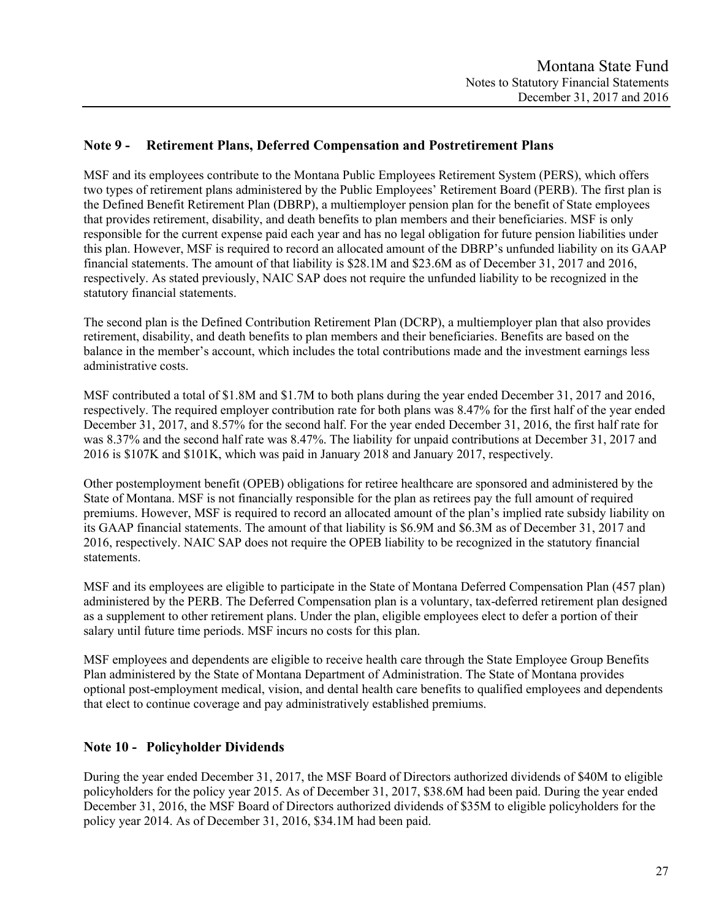## Note 9 - Retirement Plans, Deferred Compensation and Postretirement Plans

MSF and its employees contribute to the Montana Public Employees Retirement System (PERS), which offers two types of retirement plans administered by the Public Employees' Retirement Board (PERB). The first plan is the Defined Benefit Retirement Plan (DBRP), a multiemployer pension plan for the benefit of State employees that provides retirement, disability, and death benefits to plan members and their beneficiaries. MSF is only responsible for the current expense paid each year and has no legal obligation for future pension liabilities under this plan. However, MSF is required to record an allocated amount of the DBRP's unfunded liability on its GAAP financial statements. The amount of that liability is $28.1M and $23.6M as of December 31, 2017 and 2016, respectively. As stated previously, NAIC SAP does not require the unfunded liability to be recognized in the statutory financial statements.

The second plan is the Defined Contribution Retirement Plan (DCRP), a multiemployer plan that also provides retirement, disability, and death benefits to plan members and their beneficiaries. Benefits are based on the balance in the member's account, which includes the total contributions made and the investment earnings less administrative costs.

MSF contributed a total of $1.8M and $1.7M to both plans during the year ended December 31, 2017 and 2016, respectively. The required employer contribution rate for both plans was 8.47% for the first half of the year ended December 31, 2017, and 8.57% for the second half. For the year ended December 31, 2016, the first half rate for was 8.37% and the second half rate was 8.47%. The liability for unpaid contributions at December 31, 2017 and 2016 is $107K and $101K, which was paid in January 2018 and January 2017, respectively.

Other postemployment benefit (OPEB) obligations for retiree healthcare are sponsored and administered by the State of Montana. MSF is not financially responsible for the plan as retirees pay the full amount of required premiums. However, MSF is required to record an allocated amount of the plan's implied rate subsidy liability on its GAAP financial statements. The amount of that liability is $6.9M and $6.3M as of December 31, 2017 and 2016, respectively. NAIC SAP does not require the OPEB liability to be recognized in the statutory financial statements.

MSF and its employees are eligible to participate in the State of Montana Deferred Compensation Plan (457 plan) administered by the PERB. The Deferred Compensation plan is a voluntary, tax-deferred retirement plan designed as a supplement to other retirement plans. Under the plan, eligible employees elect to defer a portion of their salary until future time periods. MSF incurs no costs for this plan.

MSF employees and dependents are eligible to receive health care through the State Employee Group Benefits Plan administered by the State of Montana Department of Administration. The State of Montana provides optional post-employment medical, vision, and dental health care benefits to qualified employees and dependents that elect to continue coverage and pay administratively established premiums.

## Note 10 - Policyholder Dividends

During the year ended December 31, 2017, the MSF Board of Directors authorized dividends of $40M to eligible policyholders for the policy year 2015. As of December 31, 2017, $38.6M had been paid. During the year ended December 31, 2016, the MSF Board of Directors authorized dividends of $35M to eligible policyholders for the policy year 2014. As of December 31, 2016, $34.1M had been paid.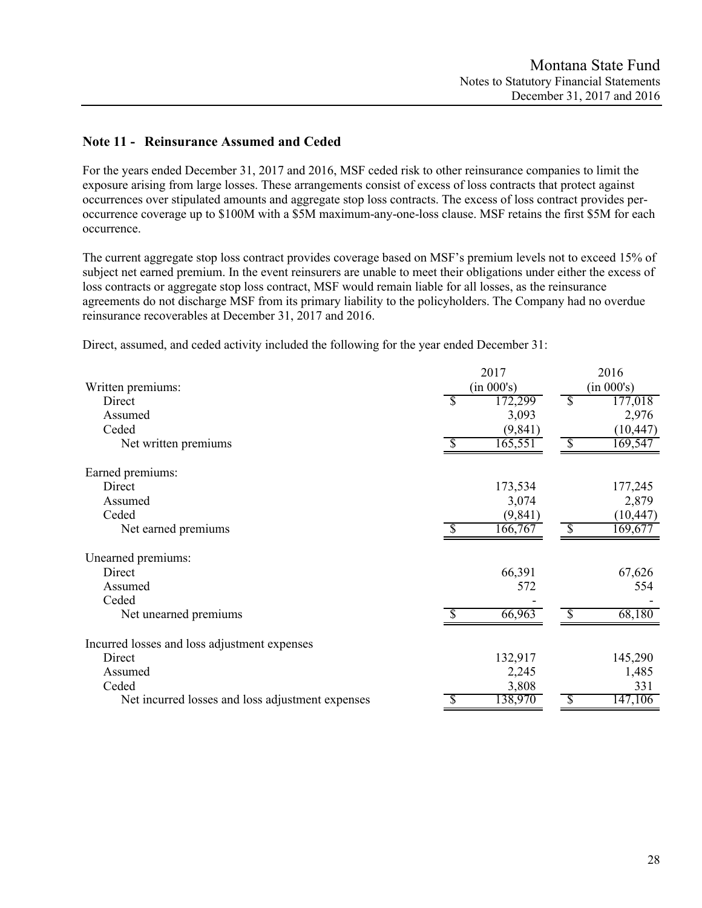## Note 11 - Reinsurance Assumed and Ceded

For the years ended December 31, 2017 and 2016, MSF ceded risk to other reinsurance companies to limit the exposure arising from large losses. These arrangements consist of excess of loss contracts that protect against occurrences over stipulated amounts and aggregate stop loss contracts. The excess of loss contract provides per-occurrence coverage up to $100M with a $5M maximum-any-one-loss clause. MSF retains the first $5M for each occurrence.

The current aggregate stop loss contract provides coverage based on MSF's premium levels not to exceed 15% of subject net earned premium. In the event reinsurers are unable to meet their obligations under either the excess of loss contracts or aggregate stop loss contract, MSF would remain liable for all losses, as the reinsurance agreements do not discharge MSF from its primary liability to the policyholders. The Company had no overdue reinsurance recoverables at December 31, 2017 and 2016.

Direct, assumed, and ceded activity included the following for the year ended December 31:

| | 2017 (in 000's) | 2016 (in 000's) |
|---|---|---|
| **Written premiums:** | | |
| Direct | $ 172,299 | $ 177,018 |
| Assumed | 3,093 | 2,976 |
| Ceded | (9,841) | (10,447) |
| Net written premiums | $ 165,551 | $ 169,547 |
| **Earned premiums:** | | |
| Direct | 173,534 | 177,245 |
| Assumed | 3,074 | 2,879 |
| Ceded | (9,841) | (10,447) |
| Net earned premiums | $ 166,767 | $ 169,677 |
| **Unearned premiums:** | | |
| Direct | 66,391 | 67,626 |
| Assumed | 572 | 554 |
| Ceded | - | - |
| Net unearned premiums | $ 66,963 | $ 68,180 |
| **Incurred losses and loss adjustment expenses** | | |
| Direct | 132,917 | 145,290 |
| Assumed | 2,245 | 1,485 |
| Ceded | 3,808 | 331 |
| Net incurred losses and loss adjustment expenses | $ 138,970 | $ 147,106 |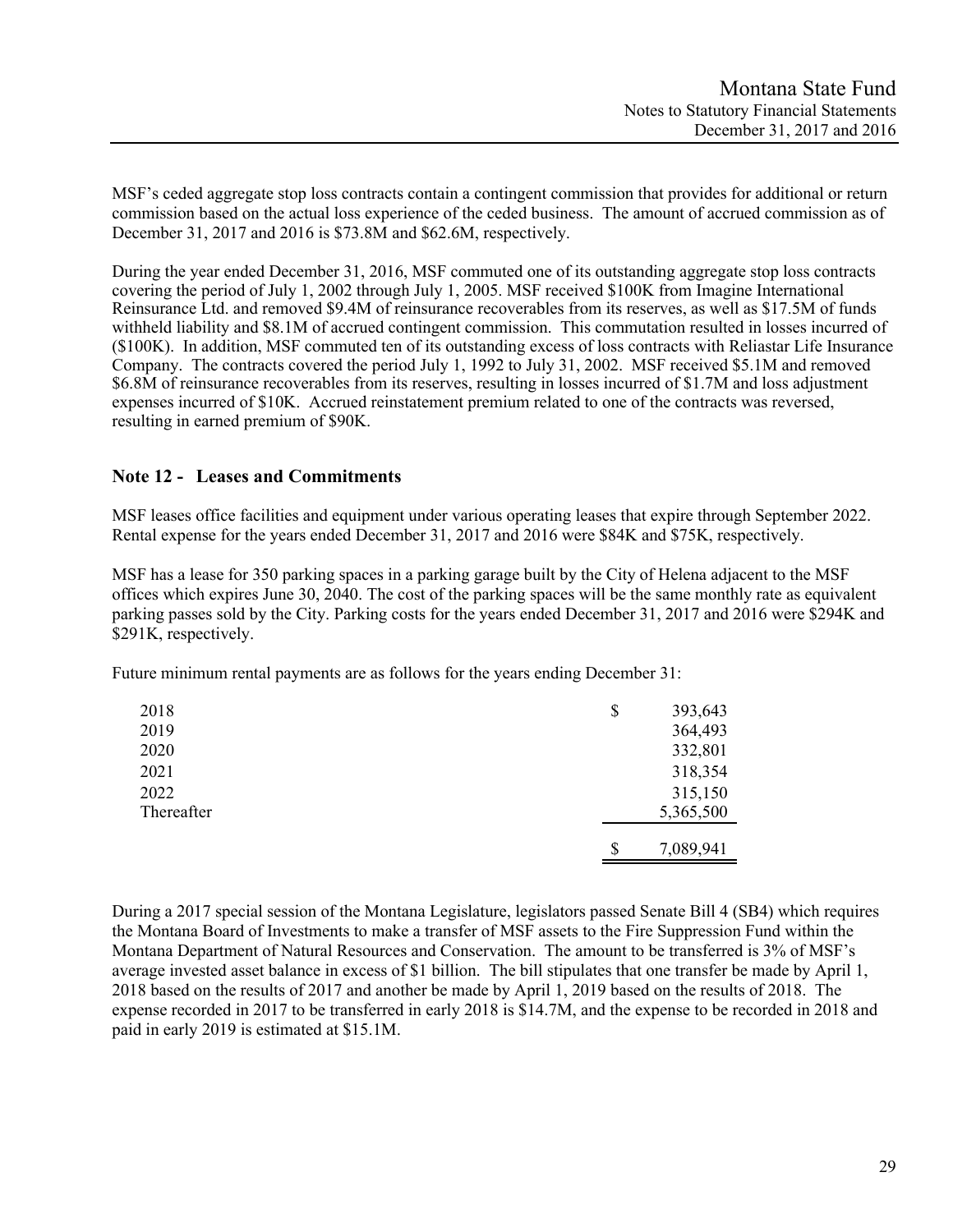MSF's ceded aggregate stop loss contracts contain a contingent commission that provides for additional or return commission based on the actual loss experience of the ceded business. The amount of accrued commission as of December 31, 2017 and 2016 is $73.8M and $62.6M, respectively.

During the year ended December 31, 2016, MSF commuted one of its outstanding aggregate stop loss contracts covering the period of July 1, 2002 through July 1, 2005. MSF received $100K from Imagine International Reinsurance Ltd. and removed $9.4M of reinsurance recoverables from its reserves, as well as $17.5M of funds withheld liability and $8.1M of accrued contingent commission. This commutation resulted in losses incurred of ($100K). In addition, MSF commuted ten of its outstanding excess of loss contracts with Reliastar Life Insurance Company. The contracts covered the period July 1, 1992 to July 31, 2002. MSF received $5.1M and removed $6.8M of reinsurance recoverables from its reserves, resulting in losses incurred of $1.7M and loss adjustment expenses incurred of $10K. Accrued reinstatement premium related to one of the contracts was reversed, resulting in earned premium of $90K.

## Note 12 - Leases and Commitments

MSF leases office facilities and equipment under various operating leases that expire through September 2022. Rental expense for the years ended December 31, 2017 and 2016 were $84K and $75K, respectively.

MSF has a lease for 350 parking spaces in a parking garage built by the City of Helena adjacent to the MSF offices which expires June 30, 2040. The cost of the parking spaces will be the same monthly rate as equivalent parking passes sold by the City. Parking costs for the years ended December 31, 2017 and 2016 were $294K and $291K, respectively.

Future minimum rental payments are as follows for the years ending December 31:

| | |
|---|---|
| 2018 | $ 393,643 |
| 2019 | 364,493 |
| 2020 | 332,801 |
| 2021 | 318,354 |
| 2022 | 315,150 |
| Thereafter | 5,365,500 |
| | $ 7,089,941 |

During a 2017 special session of the Montana Legislature, legislators passed Senate Bill 4 (SB4) which requires the Montana Board of Investments to make a transfer of MSF assets to the Fire Suppression Fund within the Montana Department of Natural Resources and Conservation. The amount to be transferred is 3% of MSF's average invested asset balance in excess of $1 billion. The bill stipulates that one transfer be made by April 1, 2018 based on the results of 2017 and another be made by April 1, 2019 based on the results of 2018. The expense recorded in 2017 to be transferred in early 2018 is $14.7M, and the expense to be recorded in 2018 and paid in early 2019 is estimated at $15.1M.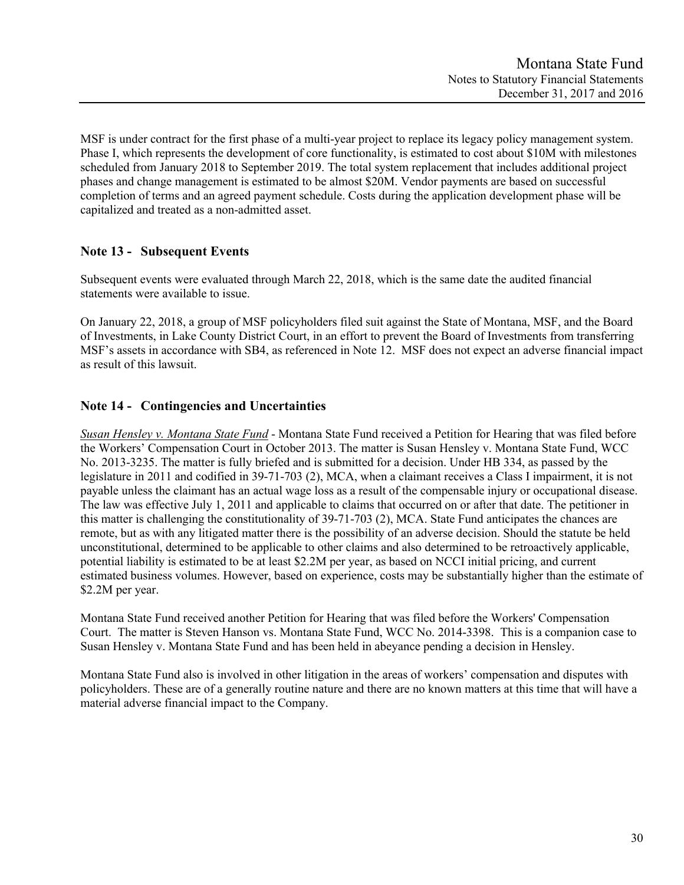MSF is under contract for the first phase of a multi-year project to replace its legacy policy management system. Phase I, which represents the development of core functionality, is estimated to cost about $10M with milestones scheduled from January 2018 to September 2019. The total system replacement that includes additional project phases and change management is estimated to be almost $20M. Vendor payments are based on successful completion of terms and an agreed payment schedule. Costs during the application development phase will be capitalized and treated as a non-admitted asset.

## Note 13 - Subsequent Events

Subsequent events were evaluated through March 22, 2018, which is the same date the audited financial statements were available to issue.

On January 22, 2018, a group of MSF policyholders filed suit against the State of Montana, MSF, and the Board of Investments, in Lake County District Court, in an effort to prevent the Board of Investments from transferring MSF's assets in accordance with SB4, as referenced in Note 12. MSF does not expect an adverse financial impact as result of this lawsuit.

## Note 14 - Contingencies and Uncertainties

*Susan Hensley v. Montana State Fund* - Montana State Fund received a Petition for Hearing that was filed before the Workers' Compensation Court in October 2013. The matter is Susan Hensley v. Montana State Fund, WCC No. 2013-3235. The matter is fully briefed and is submitted for a decision. Under HB 334, as passed by the legislature in 2011 and codified in 39-71-703 (2), MCA, when a claimant receives a Class I impairment, it is not payable unless the claimant has an actual wage loss as a result of the compensable injury or occupational disease. The law was effective July 1, 2011 and applicable to claims that occurred on or after that date. The petitioner in this matter is challenging the constitutionality of 39-71-703 (2), MCA. State Fund anticipates the chances are remote, but as with any litigated matter there is the possibility of an adverse decision. Should the statute be held unconstitutional, determined to be applicable to other claims and also determined to be retroactively applicable, potential liability is estimated to be at least $2.2M per year, as based on NCCI initial pricing, and current estimated business volumes. However, based on experience, costs may be substantially higher than the estimate of $2.2M per year.

Montana State Fund received another Petition for Hearing that was filed before the Workers' Compensation Court. The matter is Steven Hanson vs. Montana State Fund, WCC No. 2014-3398. This is a companion case to Susan Hensley v. Montana State Fund and has been held in abeyance pending a decision in Hensley.

Montana State Fund also is involved in other litigation in the areas of workers' compensation and disputes with policyholders. These are of a generally routine nature and there are no known matters at this time that will have a material adverse financial impact to the Company.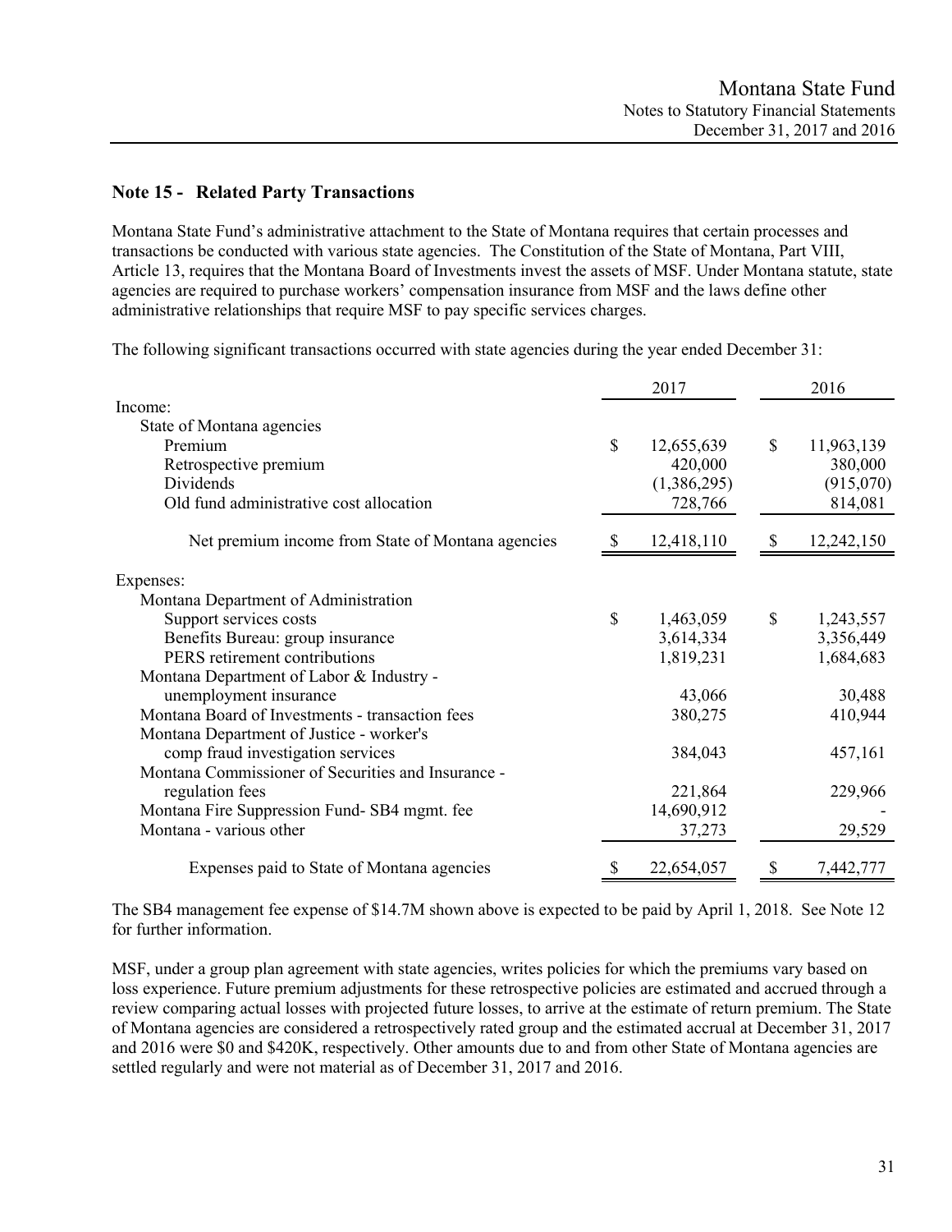## Note 15 - Related Party Transactions

Montana State Fund's administrative attachment to the State of Montana requires that certain processes and transactions be conducted with various state agencies. The Constitution of the State of Montana, Part VIII, Article 13, requires that the Montana Board of Investments invest the assets of MSF. Under Montana statute, state agencies are required to purchase workers' compensation insurance from MSF and the laws define other administrative relationships that require MSF to pay specific services charges.

The following significant transactions occurred with state agencies during the year ended December 31:

| | 2017 | 2016 |
|---|---|---|
| Income: | | |
| State of Montana agencies | | |
| Premium | $ 12,655,639 | $ 11,963,139 |
| Retrospective premium | 420,000 | 380,000 |
| Dividends | (1,386,295) | (915,070) |
| Old fund administrative cost allocation | 728,766 | 814,081 |
| Net premium income from State of Montana agencies | $ 12,418,110 | $ 12,242,150 |
| Expenses: | | |
| Montana Department of Administration | | |
| Support services costs | $ 1,463,059 | $ 1,243,557 |
| Benefits Bureau: group insurance | 3,614,334 | 3,356,449 |
| PERS retirement contributions | 1,819,231 | 1,684,683 |
| Montana Department of Labor & Industry - unemployment insurance | 43,066 | 30,488 |
| Montana Board of Investments - transaction fees | 380,275 | 410,944 |
| Montana Department of Justice - worker's comp fraud investigation services | 384,043 | 457,161 |
| Montana Commissioner of Securities and Insurance - regulation fees | 221,864 | 229,966 |
| Montana Fire Suppression Fund- SB4 mgmt. fee | 14,690,912 | - |
| Montana - various other | 37,273 | 29,529 |
| Expenses paid to State of Montana agencies | $ 22,654,057 | $ 7,442,777 |

The SB4 management fee expense of $14.7M shown above is expected to be paid by April 1, 2018. See Note 12 for further information.

MSF, under a group plan agreement with state agencies, writes policies for which the premiums vary based on loss experience. Future premium adjustments for these retrospective policies are estimated and accrued through a review comparing actual losses with projected future losses, to arrive at the estimate of return premium. The State of Montana agencies are considered a retrospectively rated group and the estimated accrual at December 31, 2017 and 2016 were $0 and $420K, respectively. Other amounts due to and from other State of Montana agencies are settled regularly and were not material as of December 31, 2017 and 2016.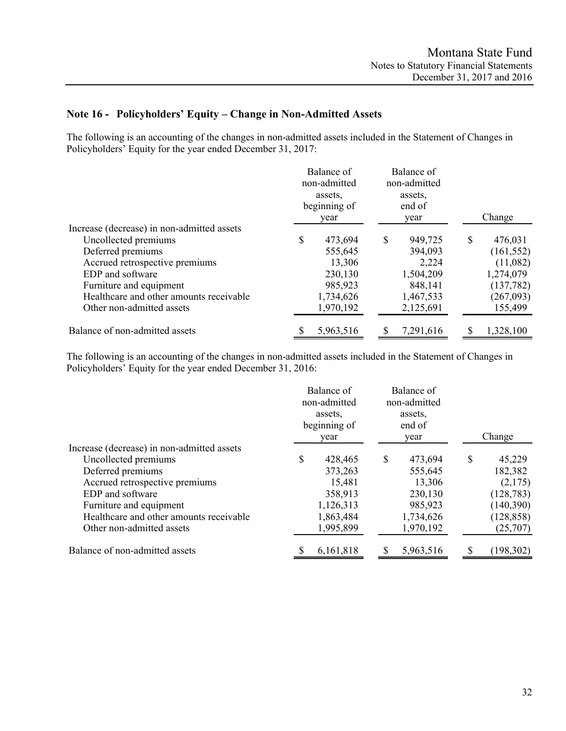## Note 16 - Policyholders' Equity – Change in Non-Admitted Assets

The following is an accounting of the changes in non-admitted assets included in the Statement of Changes in Policyholders' Equity for the year ended December 31, 2017:

| | Balance of non-admitted assets, beginning of year | Balance of non-admitted assets, end of year | Change |
|---|---|---|---|
| Increase (decrease) in non-admitted assets | | | |
| Uncollected premiums | $ 473,694 | $ 949,725 | $ 476,031 |
| Deferred premiums | 555,645 | 394,093 | (161,552) |
| Accrued retrospective premiums | 13,306 | 2,224 | (11,082) |
| EDP and software | 230,130 | 1,504,209 | 1,274,079 |
| Furniture and equipment | 985,923 | 848,141 | (137,782) |
| Healthcare and other amounts receivable | 1,734,626 | 1,467,533 | (267,093) |
| Other non-admitted assets | 1,970,192 | 2,125,691 | 155,499 |
| Balance of non-admitted assets | $ 5,963,516 | $ 7,291,616 | $ 1,328,100 |

The following is an accounting of the changes in non-admitted assets included in the Statement of Changes in Policyholders' Equity for the year ended December 31, 2016:

| | Balance of non-admitted assets, beginning of year | Balance of non-admitted assets, end of year | Change |
|---|---|---|---|
| Increase (decrease) in non-admitted assets | | | |
| Uncollected premiums | $ 428,465 | $ 473,694 | $ 45,229 |
| Deferred premiums | 373,263 | 555,645 | 182,382 |
| Accrued retrospective premiums | 15,481 | 13,306 | (2,175) |
| EDP and software | 358,913 | 230,130 | (128,783) |
| Furniture and equipment | 1,126,313 | 985,923 | (140,390) |
| Healthcare and other amounts receivable | 1,863,484 | 1,734,626 | (128,858) |
| Other non-admitted assets | 1,995,899 | 1,970,192 | (25,707) |
| Balance of non-admitted assets | $ 6,161,818 | $ 5,963,516 | $ (198,302) |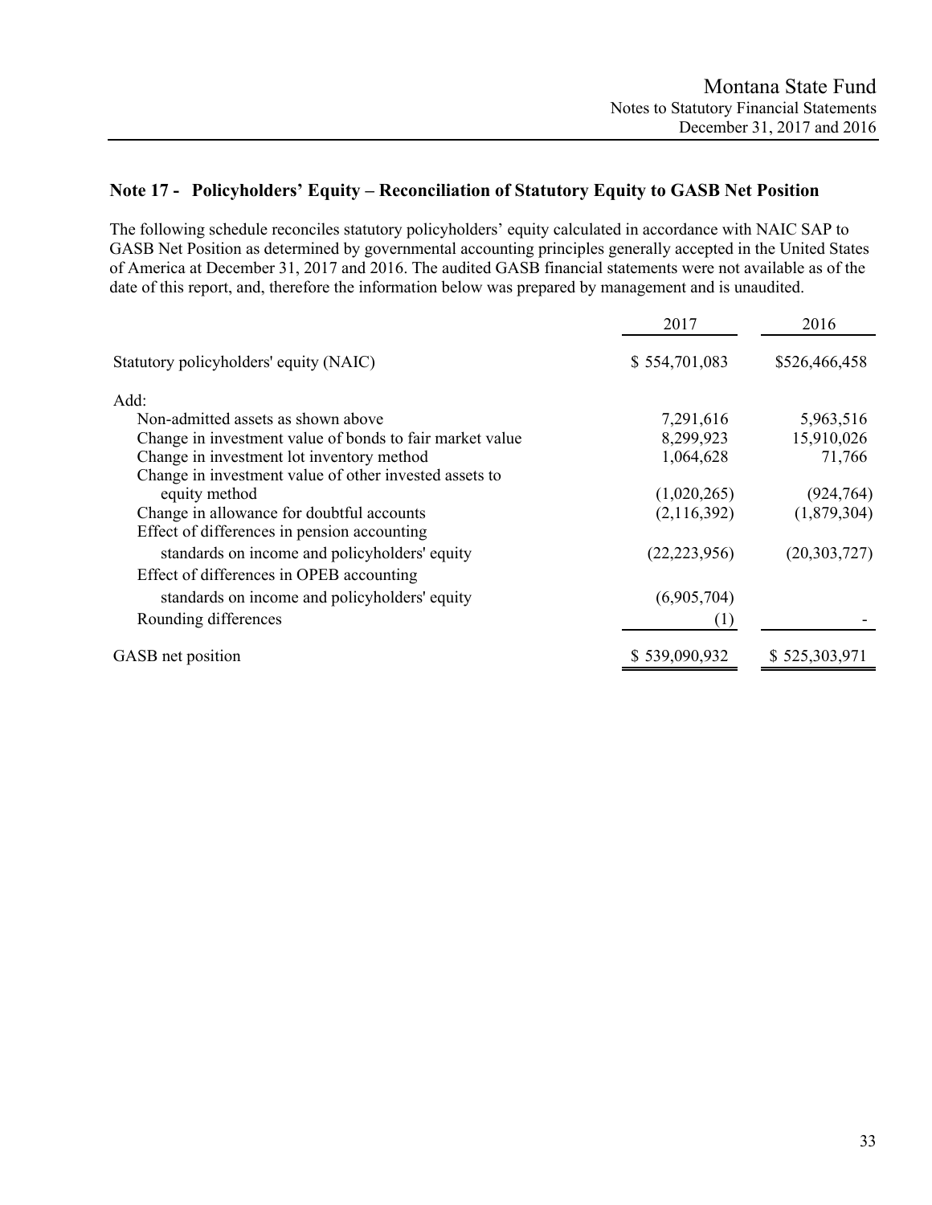## Note 17 - Policyholders' Equity – Reconciliation of Statutory Equity to GASB Net Position

The following schedule reconciles statutory policyholders' equity calculated in accordance with NAIC SAP to GASB Net Position as determined by governmental accounting principles generally accepted in the United States of America at December 31, 2017 and 2016. The audited GASB financial statements were not available as of the date of this report, and, therefore the information below was prepared by management and is unaudited.

| | 2017 | 2016 |
|---|---|---|
| Statutory policyholders' equity (NAIC) | $ 554,701,083 | $526,466,458 |
| Add: | | |
| Non-admitted assets as shown above | 7,291,616 | 5,963,516 |
| Change in investment value of bonds to fair market value | 8,299,923 | 15,910,026 |
| Change in investment lot inventory method | 1,064,628 | 71,766 |
| Change in investment value of other invested assets to equity method | (1,020,265) | (924,764) |
| Change in allowance for doubtful accounts | (2,116,392) | (1,879,304) |
| Effect of differences in pension accounting standards on income and policyholders' equity | (22,223,956) | (20,303,727) |
| Effect of differences in OPEB accounting standards on income and policyholders' equity | (6,905,704) | |
| Rounding differences | (1) | - |
| GASB net position | $ 539,090,932 | $ 525,303,971 |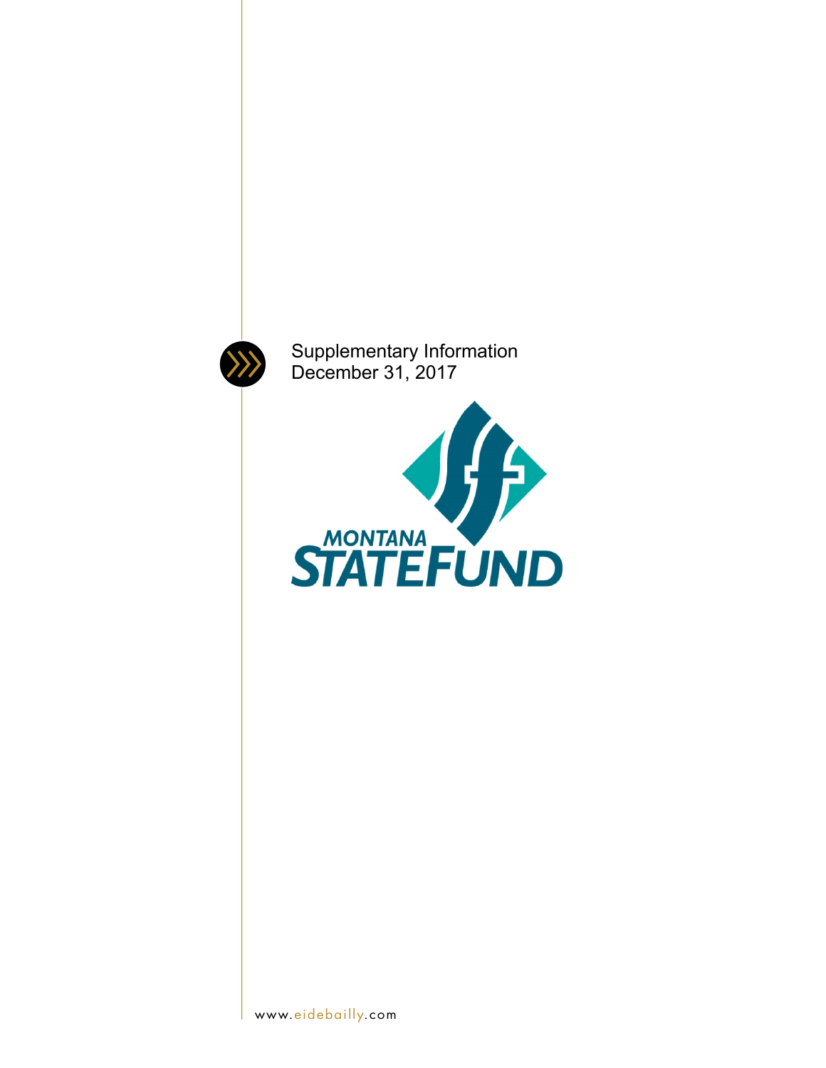# Supplementary Information
December 31, 2017

MONTANA STATEFUND

www.eidebailly.com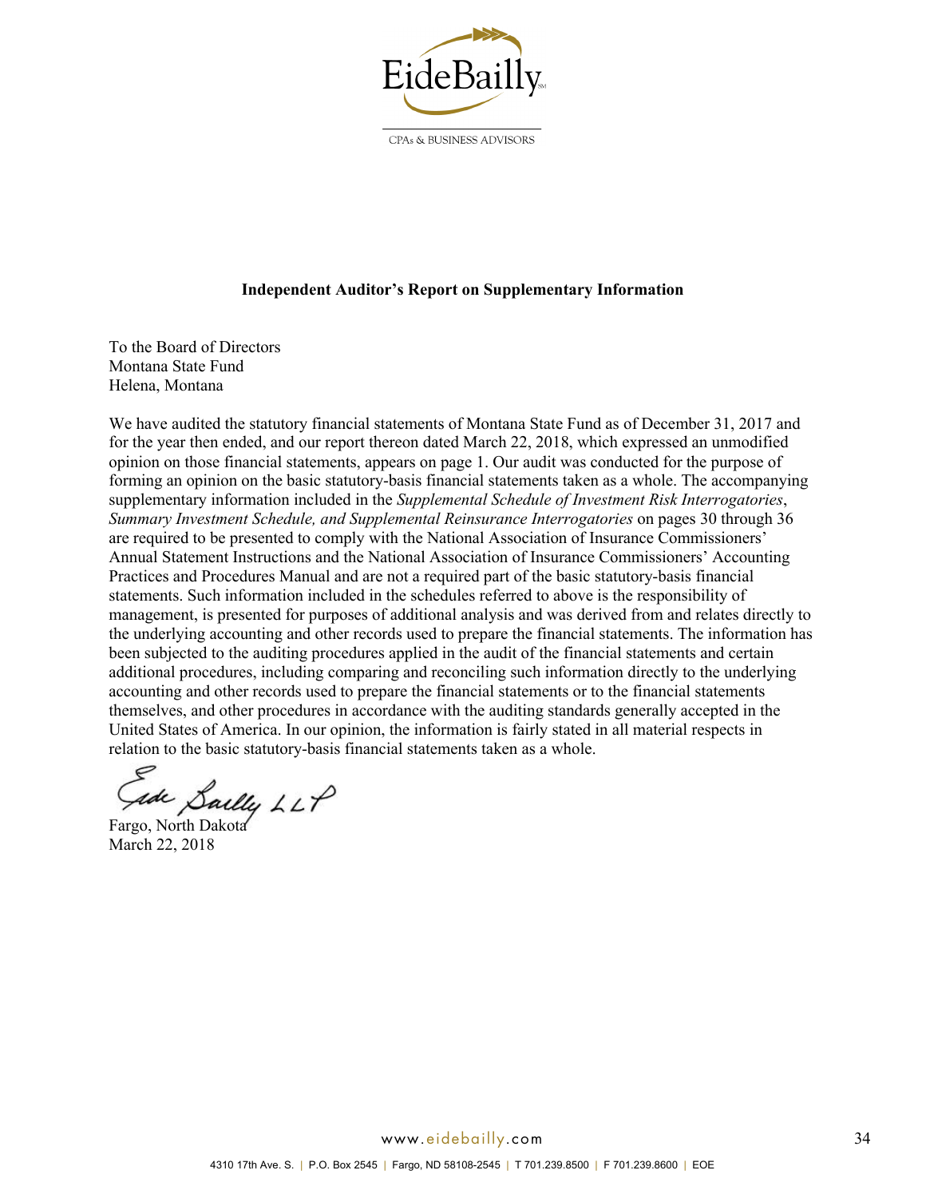EideBailly

CPAs & BUSINESS ADVISORS

**Independent Auditor's Report on Supplementary Information**

To the Board of Directors
Montana State Fund
Helena, Montana

We have audited the statutory financial statements of Montana State Fund as of December 31, 2017 and for the year then ended, and our report thereon dated March 22, 2018, which expressed an unmodified opinion on those financial statements, appears on page 1. Our audit was conducted for the purpose of forming an opinion on the basic statutory-basis financial statements taken as a whole. The accompanying supplementary information included in the *Supplemental Schedule of Investment Risk Interrogatories*, *Summary Investment Schedule, and Supplemental Reinsurance Interrogatories* on pages 30 through 36 are required to be presented to comply with the National Association of Insurance Commissioners' Annual Statement Instructions and the National Association of Insurance Commissioners' Accounting Practices and Procedures Manual and are not a required part of the basic statutory-basis financial statements. Such information included in the schedules referred to above is the responsibility of management, is presented for purposes of additional analysis and was derived from and relates directly to the underlying accounting and other records used to prepare the financial statements. The information has been subjected to the auditing procedures applied in the audit of the financial statements and certain additional procedures, including comparing and reconciling such information directly to the underlying accounting and other records used to prepare the financial statements or to the financial statements themselves, and other procedures in accordance with the auditing standards generally accepted in the United States of America. In our opinion, the information is fairly stated in all material respects in relation to the basic statutory-basis financial statements taken as a whole.

Eide Bailly LLP

Fargo, North Dakota
March 22, 2018

www.eidebailly.com

4310 17th Ave. S. | P.O. Box 2545 | Fargo, ND 58108-2545 | T 701.239.8500 | F 701.239.8600 | EOE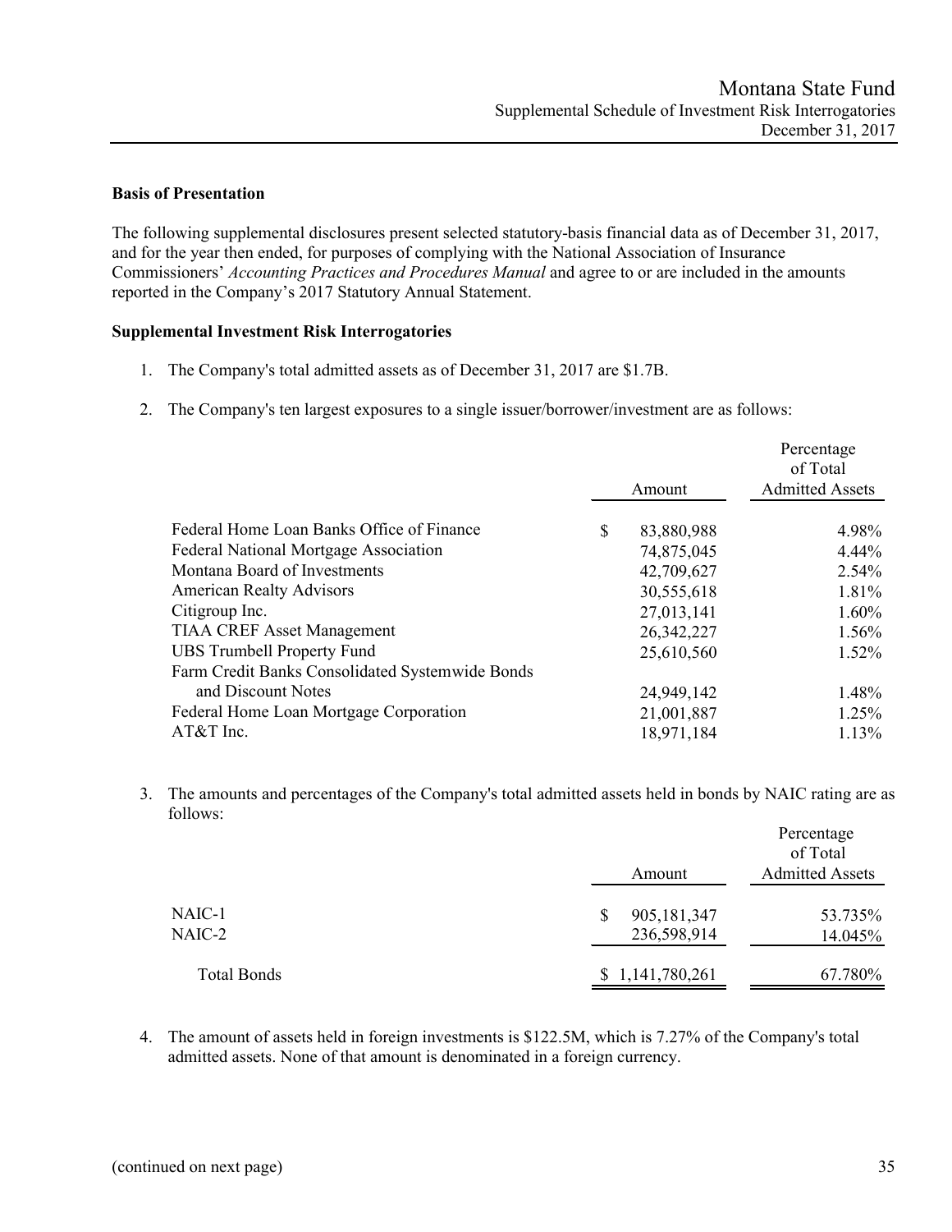# Montana State Fund

## Supplemental Schedule of Investment Risk Interrogatories

## December 31, 2017

**Basis of Presentation**

The following supplemental disclosures present selected statutory-basis financial data as of December 31, 2017, and for the year then ended, for purposes of complying with the National Association of Insurance Commissioners' *Accounting Practices and Procedures Manual* and agree to or are included in the amounts reported in the Company's 2017 Statutory Annual Statement.

**Supplemental Investment Risk Interrogatories**

1. The Company's total admitted assets as of December 31, 2017 are $1.7B.

2. The Company's ten largest exposures to a single issuer/borrower/investment are as follows:

| | Amount | Percentage of Total Admitted Assets |
|---|---|---|
| Federal Home Loan Banks Office of Finance | $ 83,880,988 | 4.98% |
| Federal National Mortgage Association | 74,875,045 | 4.44% |
| Montana Board of Investments | 42,709,627 | 2.54% |
| American Realty Advisors | 30,555,618 | 1.81% |
| Citigroup Inc. | 27,013,141 | 1.60% |
| TIAA CREF Asset Management | 26,342,227 | 1.56% |
| UBS Trumbell Property Fund | 25,610,560 | 1.52% |
| Farm Credit Banks Consolidated Systemwide Bonds and Discount Notes | 24,949,142 | 1.48% |
| Federal Home Loan Mortgage Corporation | 21,001,887 | 1.25% |
| AT&T Inc. | 18,971,184 | 1.13% |

3. The amounts and percentages of the Company's total admitted assets held in bonds by NAIC rating are as follows:

| | Amount | Percentage of Total Admitted Assets |
|---|---|---|
| NAIC-1 | $ 905,181,347 | 53.735% |
| NAIC-2 | 236,598,914 | 14.045% |
| Total Bonds | $ 1,141,780,261 | 67.780% |

4. The amount of assets held in foreign investments is $122.5M, which is 7.27% of the Company's total admitted assets. None of that amount is denominated in a foreign currency.

(continued on next page)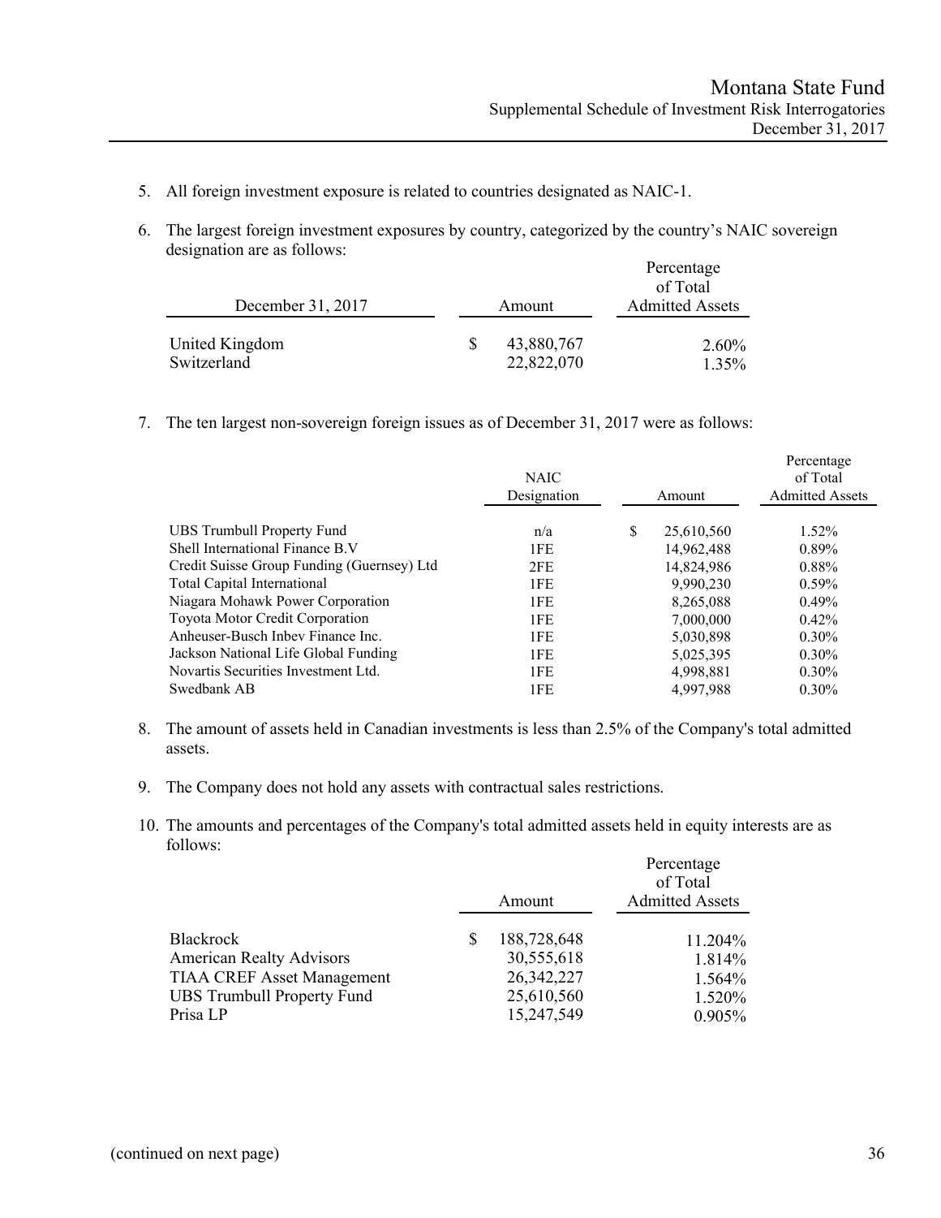5. All foreign investment exposure is related to countries designated as NAIC-1.

6. The largest foreign investment exposures by country, categorized by the country's NAIC sovereign designation are as follows:

| December 31, 2017 | Amount | Percentage of Total Admitted Assets |
|---|---|---|
| United Kingdom | $ 43,880,767 | 2.60% |
| Switzerland | 22,822,070 | 1.35% |

7. The ten largest non-sovereign foreign issues as of December 31, 2017 were as follows:

| | NAIC Designation | Amount | Percentage of Total Admitted Assets |
|---|---|---|---|
| UBS Trumbull Property Fund | n/a | $ 25,610,560 | 1.52% |
| Shell International Finance B.V | 1FE | 14,962,488 | 0.89% |
| Credit Suisse Group Funding (Guernsey) Ltd | 2FE | 14,824,986 | 0.88% |
| Total Capital International | 1FE | 9,990,230 | 0.59% |
| Niagara Mohawk Power Corporation | 1FE | 8,265,088 | 0.49% |
| Toyota Motor Credit Corporation | 1FE | 7,000,000 | 0.42% |
| Anheuser-Busch Inbev Finance Inc. | 1FE | 5,030,898 | 0.30% |
| Jackson National Life Global Funding | 1FE | 5,025,395 | 0.30% |
| Novartis Securities Investment Ltd. | 1FE | 4,998,881 | 0.30% |
| Swedbank AB | 1FE | 4,997,988 | 0.30% |

8. The amount of assets held in Canadian investments is less than 2.5% of the Company's total admitted assets.

9. The Company does not hold any assets with contractual sales restrictions.

10. The amounts and percentages of the Company's total admitted assets held in equity interests are as follows:

| | Amount | Percentage of Total Admitted Assets |
|---|---|---|
| Blackrock | $ 188,728,648 | 11.204% |
| American Realty Advisors | 30,555,618 | 1.814% |
| TIAA CREF Asset Management | 26,342,227 | 1.564% |
| UBS Trumbull Property Fund | 25,610,560 | 1.520% |
| Prisa LP | 15,247,549 | 0.905% |

(continued on next page)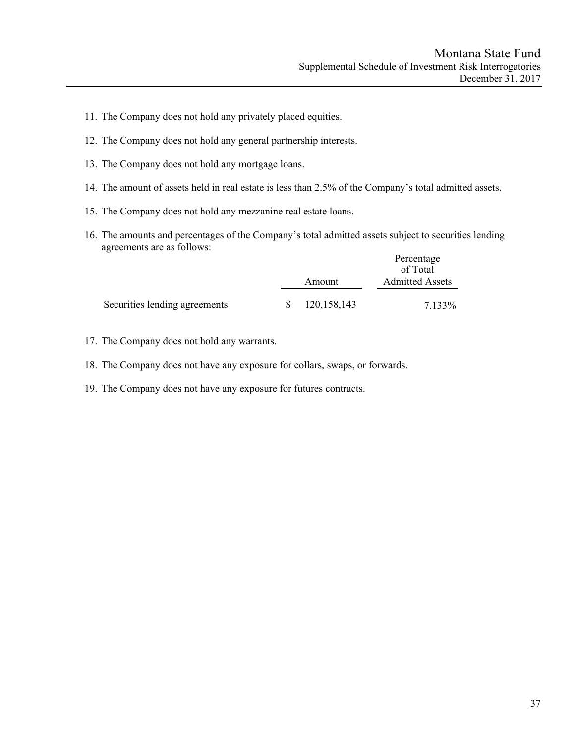# Montana State Fund

## Supplemental Schedule of Investment Risk Interrogatories

### December 31, 2017

11. The Company does not hold any privately placed equities.
12. The Company does not hold any general partnership interests.
13. The Company does not hold any mortgage loans.
14. The amount of assets held in real estate is less than 2.5% of the Company's total admitted assets.
15. The Company does not hold any mezzanine real estate loans.
16. The amounts and percentages of the Company's total admitted assets subject to securities lending agreements are as follows:

| | Amount | Percentage of Total Admitted Assets |
|---|---|---|
| Securities lending agreements | $ 120,158,143 | 7.133% |

17. The Company does not hold any warrants.
18. The Company does not have any exposure for collars, swaps, or forwards.
19. The Company does not have any exposure for futures contracts.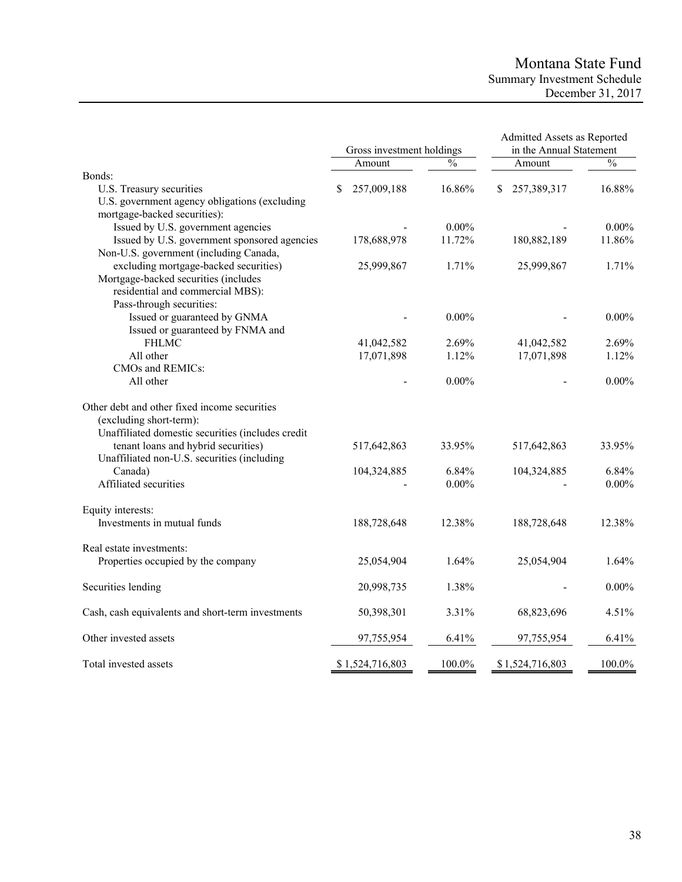# Montana State Fund

## Summary Investment Schedule

## December 31, 2017

| | Gross investment holdings | | Admitted Assets as Reported in the Annual Statement | |
|---|---|---|---|---|
| | Amount | % | Amount | % |
| Bonds: | | | | |
| U.S. Treasury securities | $ 257,009,188 | 16.86% | $ 257,389,317 | 16.88% |
| U.S. government agency obligations (excluding mortgage-backed securities): | | | | |
| Issued by U.S. government agencies | - | 0.00% | - | 0.00% |
| Issued by U.S. government sponsored agencies | 178,688,978 | 11.72% | 180,882,189 | 11.86% |
| Non-U.S. government (including Canada, excluding mortgage-backed securities) | 25,999,867 | 1.71% | 25,999,867 | 1.71% |
| Mortgage-backed securities (includes residential and commercial MBS): | | | | |
| Pass-through securities: | | | | |
| Issued or guaranteed by GNMA | - | 0.00% | - | 0.00% |
| Issued or guaranteed by FNMA and FHLMC | 41,042,582 | 2.69% | 41,042,582 | 2.69% |
| All other | 17,071,898 | 1.12% | 17,071,898 | 1.12% |
| CMOs and REMICs: | | | | |
| All other | - | 0.00% | - | 0.00% |
| Other debt and other fixed income securities (excluding short-term): | | | | |
| Unaffiliated domestic securities (includes credit tenant loans and hybrid securities) | 517,642,863 | 33.95% | 517,642,863 | 33.95% |
| Unaffiliated non-U.S. securities (including Canada) | 104,324,885 | 6.84% | 104,324,885 | 6.84% |
| Affiliated securities | - | 0.00% | - | 0.00% |
| Equity interests: | | | | |
| Investments in mutual funds | 188,728,648 | 12.38% | 188,728,648 | 12.38% |
| Real estate investments: | | | | |
| Properties occupied by the company | 25,054,904 | 1.64% | 25,054,904 | 1.64% |
| Securities lending | 20,998,735 | 1.38% | - | 0.00% |
| Cash, cash equivalents and short-term investments | 50,398,301 | 3.31% | 68,823,696 | 4.51% |
| Other invested assets | 97,755,954 | 6.41% | 97,755,954 | 6.41% |
| Total invested assets | $ 1,524,716,803 | 100.0% | $ 1,524,716,803 | 100.0% |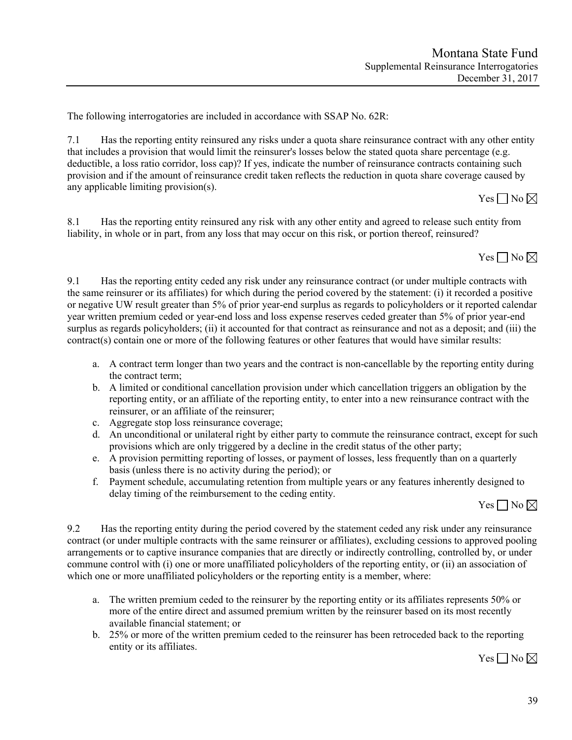The following interrogatories are included in accordance with SSAP No. 62R:

7.1 Has the reporting entity reinsured any risks under a quota share reinsurance contract with any other entity that includes a provision that would limit the reinsurer's losses below the stated quota share percentage (e.g. deductible, a loss ratio corridor, loss cap)? If yes, indicate the number of reinsurance contracts containing such provision and if the amount of reinsurance credit taken reflects the reduction in quota share coverage caused by any applicable limiting provision(s).

Yes ☐ No ☒

8.1 Has the reporting entity reinsured any risk with any other entity and agreed to release such entity from liability, in whole or in part, from any loss that may occur on this risk, or portion thereof, reinsured?

Yes ☐ No ☒

9.1 Has the reporting entity ceded any risk under any reinsurance contract (or under multiple contracts with the same reinsurer or its affiliates) for which during the period covered by the statement: (i) it recorded a positive or negative UW result greater than 5% of prior year-end surplus as regards to policyholders or it reported calendar year written premium ceded or year-end loss and loss expense reserves ceded greater than 5% of prior year-end surplus as regards policyholders; (ii) it accounted for that contract as reinsurance and not as a deposit; and (iii) the contract(s) contain one or more of the following features or other features that would have similar results:

a. A contract term longer than two years and the contract is non-cancellable by the reporting entity during the contract term;
b. A limited or conditional cancellation provision under which cancellation triggers an obligation by the reporting entity, or an affiliate of the reporting entity, to enter into a new reinsurance contract with the reinsurer, or an affiliate of the reinsurer;
c. Aggregate stop loss reinsurance coverage;
d. An unconditional or unilateral right by either party to commute the reinsurance contract, except for such provisions which are only triggered by a decline in the credit status of the other party;
e. A provision permitting reporting of losses, or payment of losses, less frequently than on a quarterly basis (unless there is no activity during the period); or
f. Payment schedule, accumulating retention from multiple years or any features inherently designed to delay timing of the reimbursement to the ceding entity.

Yes ☐ No ☒

9.2 Has the reporting entity during the period covered by the statement ceded any risk under any reinsurance contract (or under multiple contracts with the same reinsurer or affiliates), excluding cessions to approved pooling arrangements or to captive insurance companies that are directly or indirectly controlling, controlled by, or under commune control with (i) one or more unaffiliated policyholders of the reporting entity, or (ii) an association of which one or more unaffiliated policyholders or the reporting entity is a member, where:

a. The written premium ceded to the reinsurer by the reporting entity or its affiliates represents 50% or more of the entire direct and assumed premium written by the reinsurer based on its most recently available financial statement; or
b. 25% or more of the written premium ceded to the reinsurer has been retroceded back to the reporting entity or its affiliates.

Yes ☐ No ☒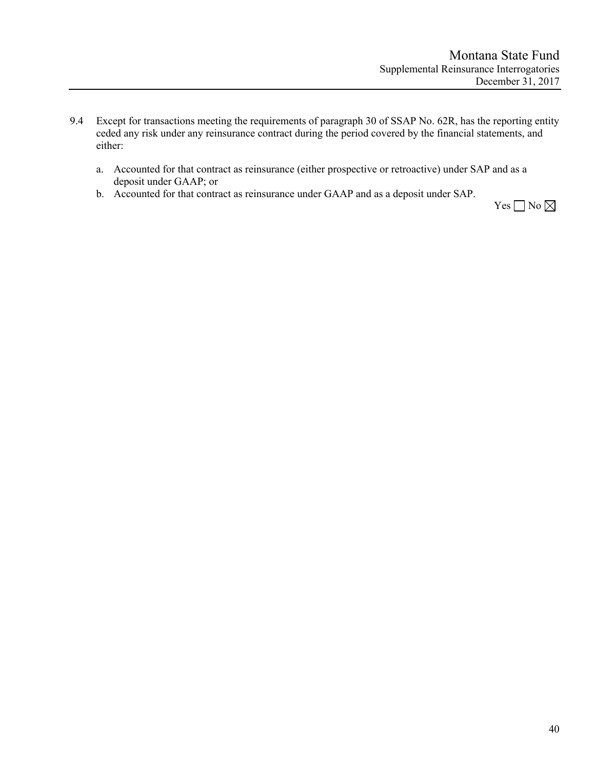9.4 Except for transactions meeting the requirements of paragraph 30 of SSAP No. 62R, has the reporting entity ceded any risk under any reinsurance contract during the period covered by the financial statements, and either:

a. Accounted for that contract as reinsurance (either prospective or retroactive) under SAP and as a deposit under GAAP; or
b. Accounted for that contract as reinsurance under GAAP and as a deposit under SAP.

Yes ☐ No ☒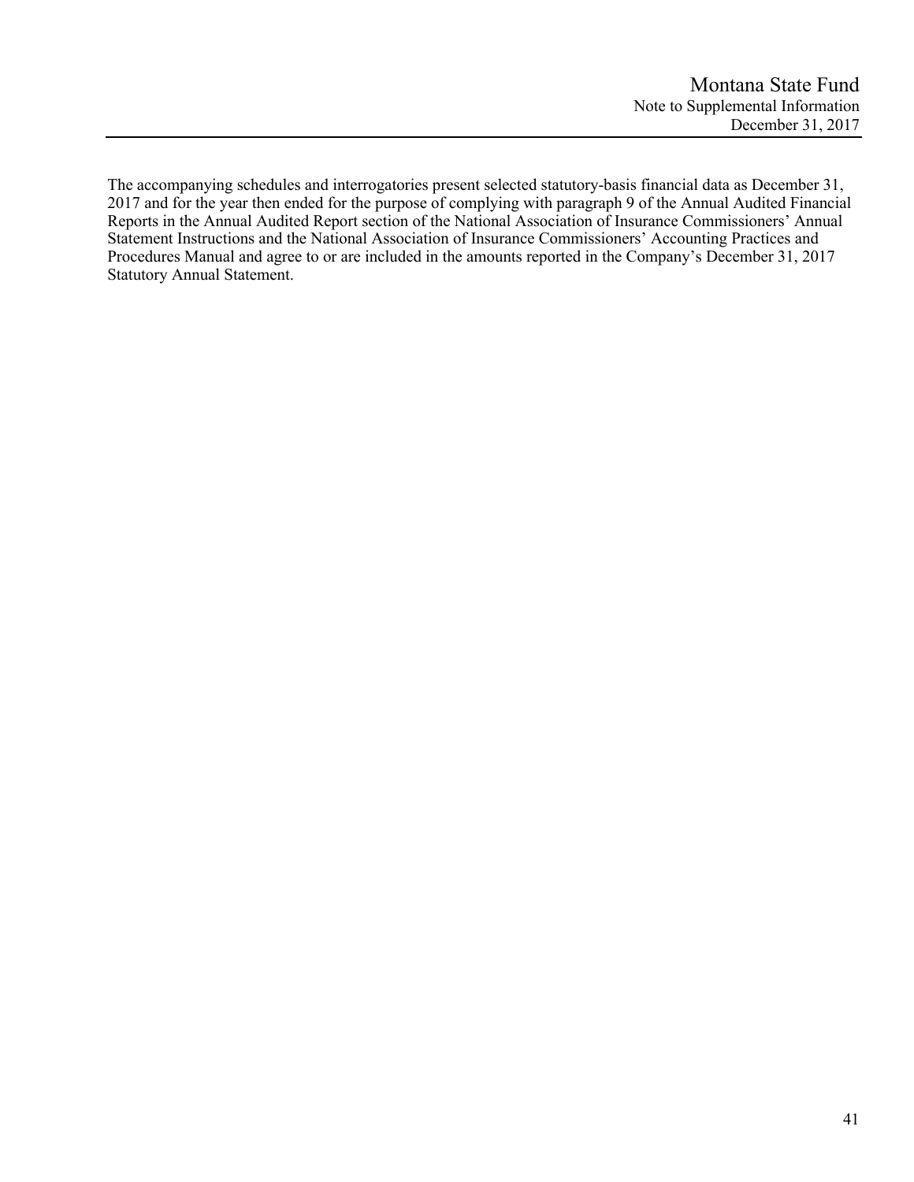# Montana State Fund
## Note to Supplemental Information
### December 31, 2017

The accompanying schedules and interrogatories present selected statutory-basis financial data as December 31, 2017 and for the year then ended for the purpose of complying with paragraph 9 of the Annual Audited Financial Reports in the Annual Audited Report section of the National Association of Insurance Commissioners' Annual Statement Instructions and the National Association of Insurance Commissioners' Accounting Practices and Procedures Manual and agree to or are included in the amounts reported in the Company's December 31, 2017 Statutory Annual Statement.